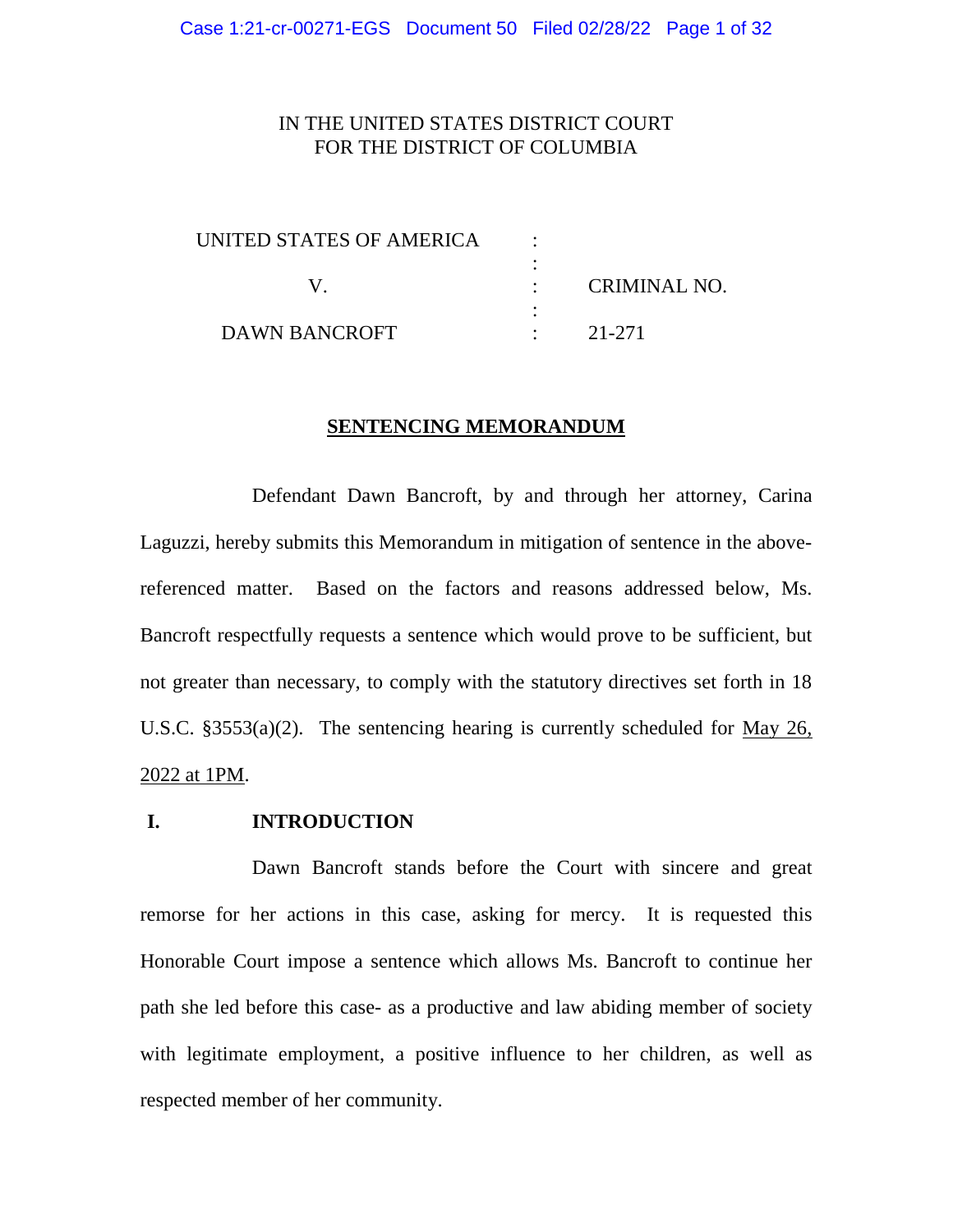IN THE UNITED STATES DISTRICT COURT
FOR THE DISTRICT OF COLUMBIA

| | | |
|---|---|---|
| UNITED STATES OF AMERICA | : | |
| | : | |
| V. | : | CRIMINAL NO. |
| | : | |
| DAWN BANCROFT | : | 21-271 |

## SENTENCING MEMORANDUM

Defendant Dawn Bancroft, by and through her attorney, Carina Laguzzi, hereby submits this Memorandum in mitigation of sentence in the above-referenced matter. Based on the factors and reasons addressed below, Ms. Bancroft respectfully requests a sentence which would prove to be sufficient, but not greater than necessary, to comply with the statutory directives set forth in 18 U.S.C. §3553(a)(2). The sentencing hearing is currently scheduled for May 26, 2022 at 1PM.

## I. INTRODUCTION

Dawn Bancroft stands before the Court with sincere and great remorse for her actions in this case, asking for mercy. It is requested this Honorable Court impose a sentence which allows Ms. Bancroft to continue her path she led before this case- as a productive and law abiding member of society with legitimate employment, a positive influence to her children, as well as respected member of her community.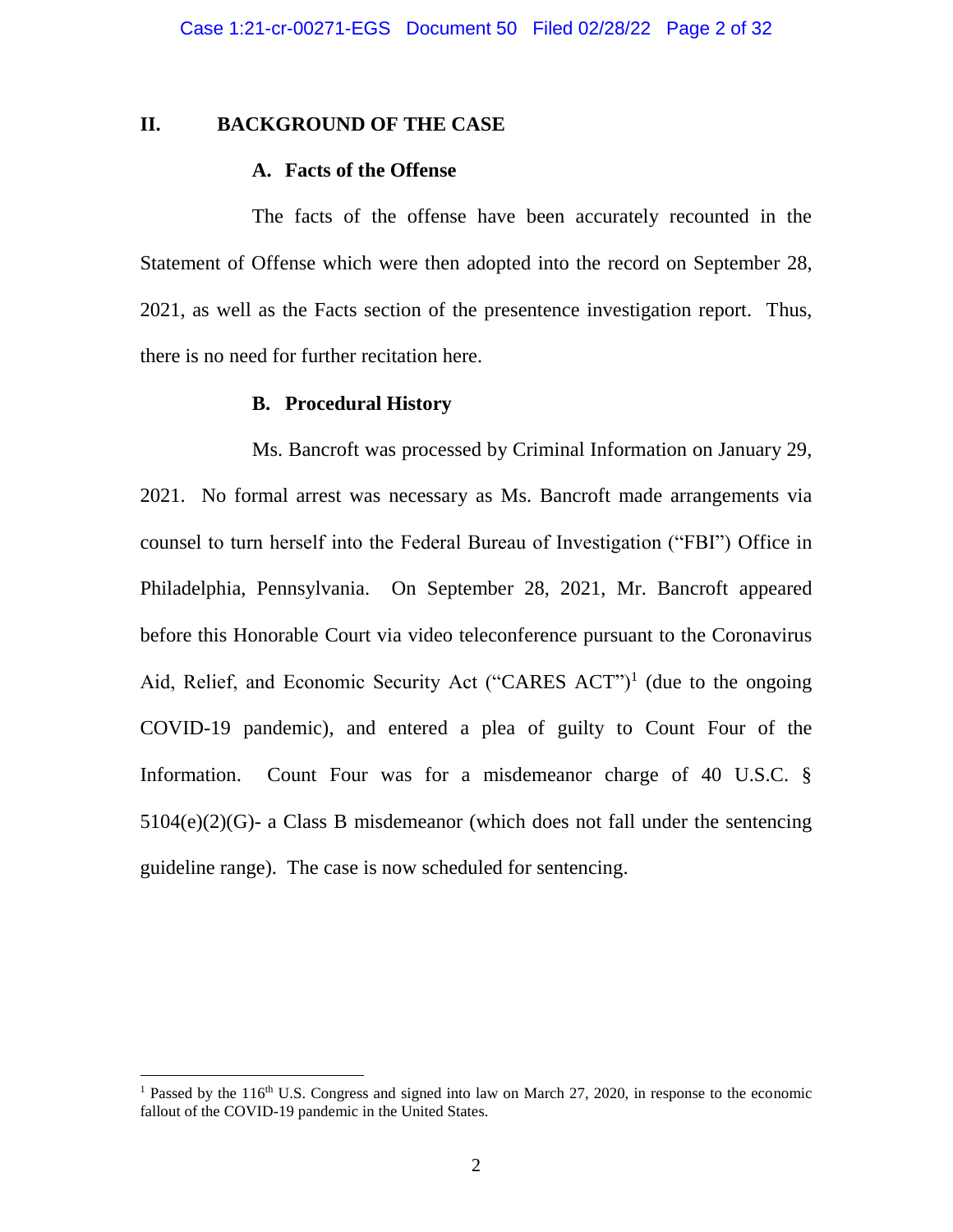## II. BACKGROUND OF THE CASE

### A. Facts of the Offense

The facts of the offense have been accurately recounted in the Statement of Offense which were then adopted into the record on September 28, 2021, as well as the Facts section of the presentence investigation report. Thus, there is no need for further recitation here.

### B. Procedural History

Ms. Bancroft was processed by Criminal Information on January 29, 2021. No formal arrest was necessary as Ms. Bancroft made arrangements via counsel to turn herself into the Federal Bureau of Investigation ("FBI") Office in Philadelphia, Pennsylvania. On September 28, 2021, Mr. Bancroft appeared before this Honorable Court via video teleconference pursuant to the Coronavirus Aid, Relief, and Economic Security Act ("CARES ACT")[1] (due to the ongoing COVID-19 pandemic), and entered a plea of guilty to Count Four of the Information. Count Four was for a misdemeanor charge of 40 U.S.C. § 5104(e)(2)(G)- a Class B misdemeanor (which does not fall under the sentencing guideline range). The case is now scheduled for sentencing.

---

[1] Passed by the 116th U.S. Congress and signed into law on March 27, 2020, in response to the economic fallout of the COVID-19 pandemic in the United States.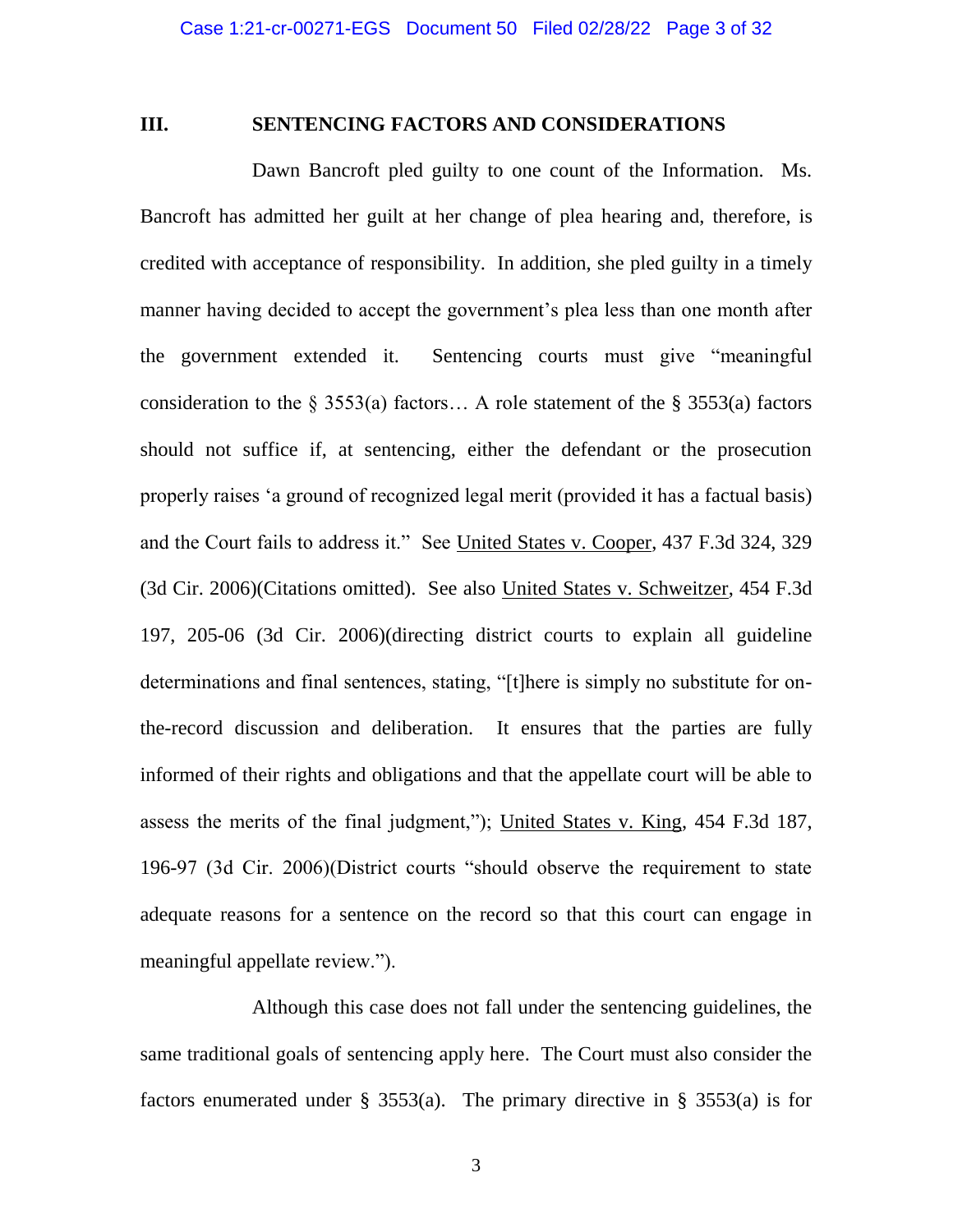## III. SENTENCING FACTORS AND CONSIDERATIONS

Dawn Bancroft pled guilty to one count of the Information. Ms. Bancroft has admitted her guilt at her change of plea hearing and, therefore, is credited with acceptance of responsibility. In addition, she pled guilty in a timely manner having decided to accept the government's plea less than one month after the government extended it. Sentencing courts must give "meaningful consideration to the § 3553(a) factors… A role statement of the § 3553(a) factors should not suffice if, at sentencing, either the defendant or the prosecution properly raises 'a ground of recognized legal merit (provided it has a factual basis) and the Court fails to address it." See United States v. Cooper, 437 F.3d 324, 329 (3d Cir. 2006)(Citations omitted). See also United States v. Schweitzer, 454 F.3d 197, 205-06 (3d Cir. 2006)(directing district courts to explain all guideline determinations and final sentences, stating, "[t]here is simply no substitute for on-the-record discussion and deliberation. It ensures that the parties are fully informed of their rights and obligations and that the appellate court will be able to assess the merits of the final judgment,"); United States v. King, 454 F.3d 187, 196-97 (3d Cir. 2006)(District courts "should observe the requirement to state adequate reasons for a sentence on the record so that this court can engage in meaningful appellate review.").

Although this case does not fall under the sentencing guidelines, the same traditional goals of sentencing apply here. The Court must also consider the factors enumerated under § 3553(a). The primary directive in § 3553(a) is for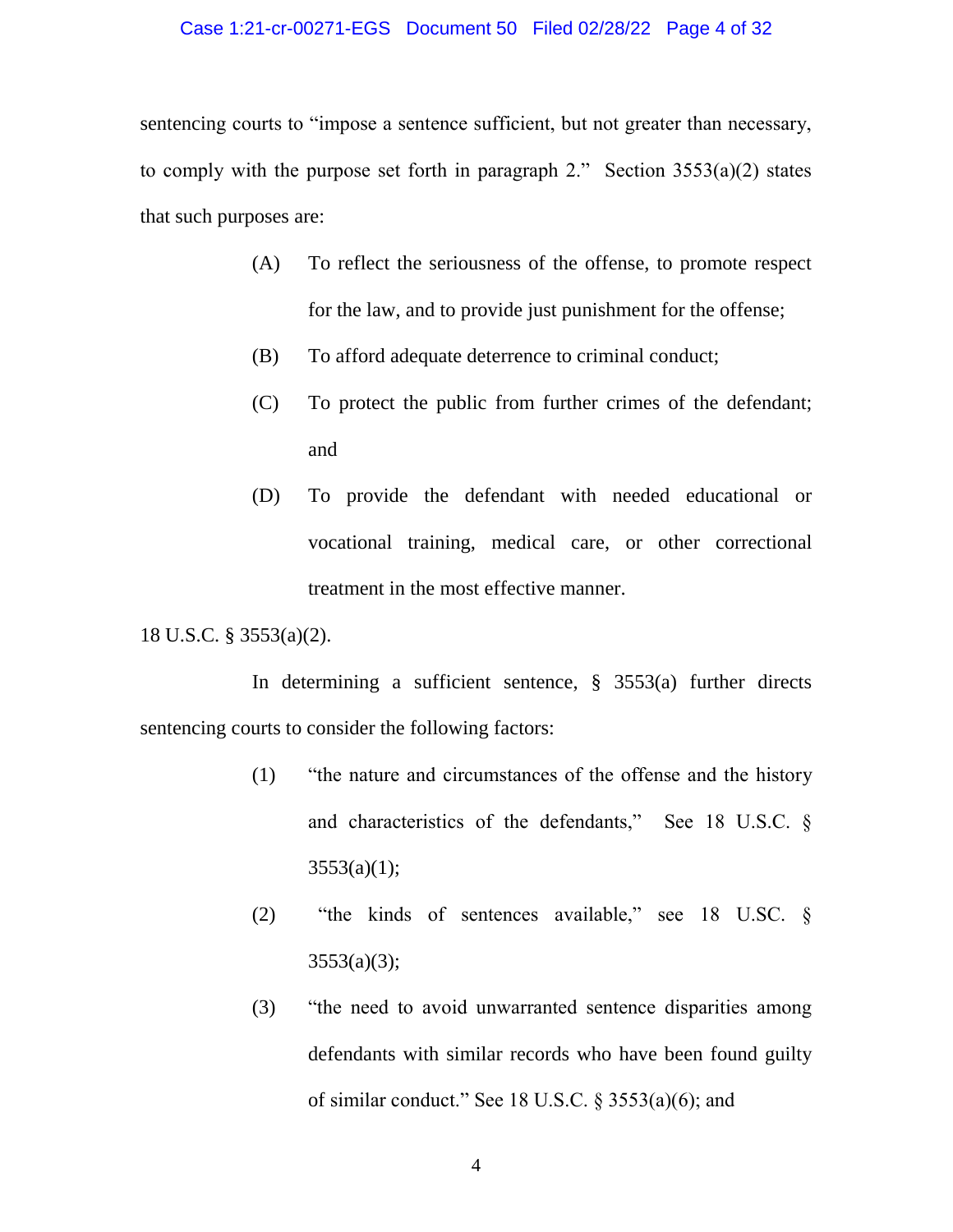sentencing courts to "impose a sentence sufficient, but not greater than necessary, to comply with the purpose set forth in paragraph 2." Section 3553(a)(2) states that such purposes are:

> (A) To reflect the seriousness of the offense, to promote respect for the law, and to provide just punishment for the offense;
>
> (B) To afford adequate deterrence to criminal conduct;
>
> (C) To protect the public from further crimes of the defendant; and
>
> (D) To provide the defendant with needed educational or vocational training, medical care, or other correctional treatment in the most effective manner.

18 U.S.C. § 3553(a)(2).

In determining a sufficient sentence, § 3553(a) further directs sentencing courts to consider the following factors:

> (1) "the nature and circumstances of the offense and the history and characteristics of the defendants," See 18 U.S.C. § 3553(a)(1);
>
> (2) "the kinds of sentences available," see 18 U.SC. § 3553(a)(3);
>
> (3) "the need to avoid unwarranted sentence disparities among defendants with similar records who have been found guilty of similar conduct." See 18 U.S.C. § 3553(a)(6); and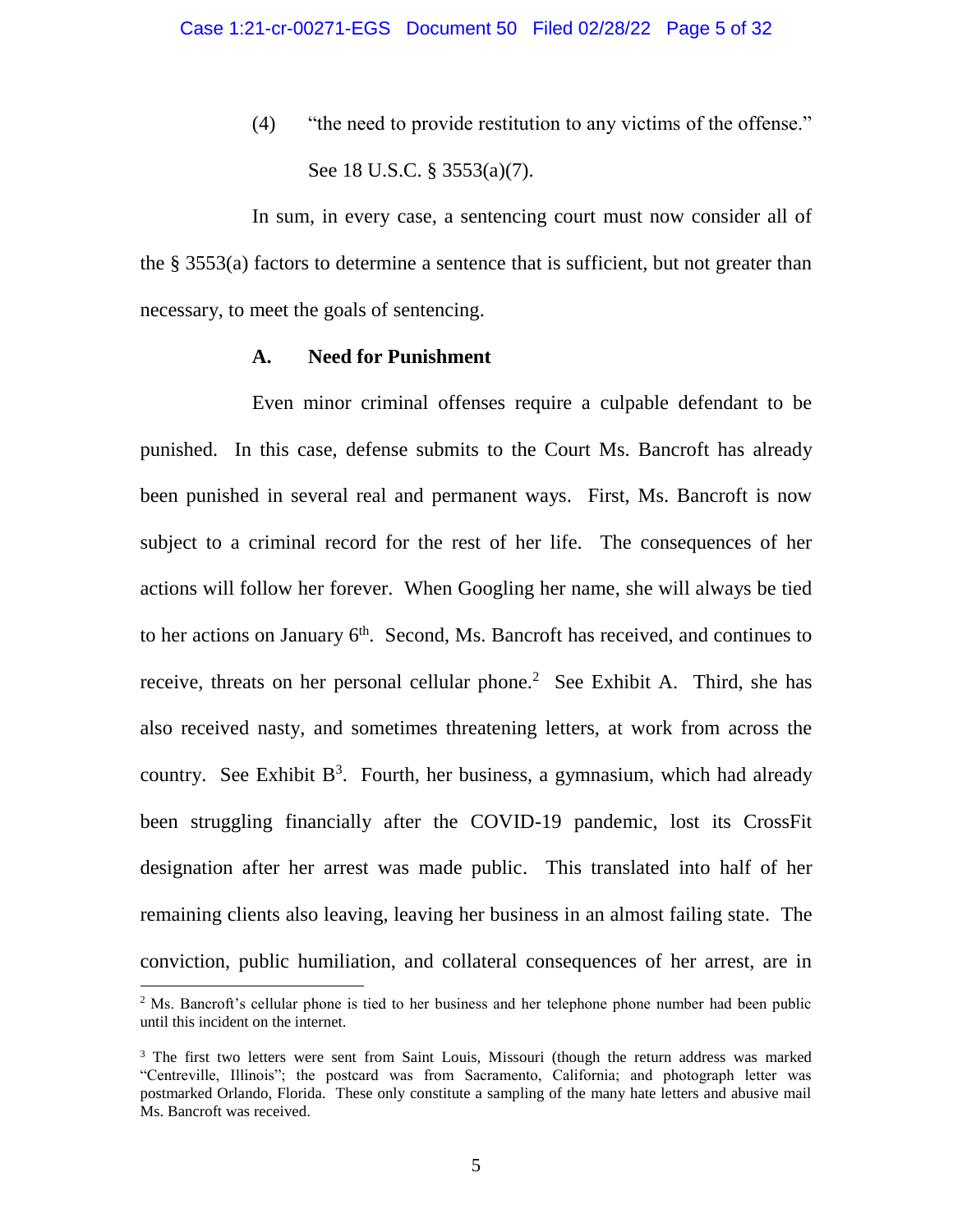(4) "the need to provide restitution to any victims of the offense." See 18 U.S.C. § 3553(a)(7).

In sum, in every case, a sentencing court must now consider all of the § 3553(a) factors to determine a sentence that is sufficient, but not greater than necessary, to meet the goals of sentencing.

### A. Need for Punishment

Even minor criminal offenses require a culpable defendant to be punished. In this case, defense submits to the Court Ms. Bancroft has already been punished in several real and permanent ways. First, Ms. Bancroft is now subject to a criminal record for the rest of her life. The consequences of her actions will follow her forever. When Googling her name, she will always be tied to her actions on January 6th. Second, Ms. Bancroft has received, and continues to receive, threats on her personal cellular phone.[2] See Exhibit A. Third, she has also received nasty, and sometimes threatening letters, at work from across the country. See Exhibit B[3]. Fourth, her business, a gymnasium, which had already been struggling financially after the COVID-19 pandemic, lost its CrossFit designation after her arrest was made public. This translated into half of her remaining clients also leaving, leaving her business in an almost failing state. The conviction, public humiliation, and collateral consequences of her arrest, are in

---

[2] Ms. Bancroft's cellular phone is tied to her business and her telephone phone number had been public until this incident on the internet.

[3] The first two letters were sent from Saint Louis, Missouri (though the return address was marked "Centreville, Illinois"; the postcard was from Sacramento, California; and photograph letter was postmarked Orlando, Florida. These only constitute a sampling of the many hate letters and abusive mail Ms. Bancroft was received.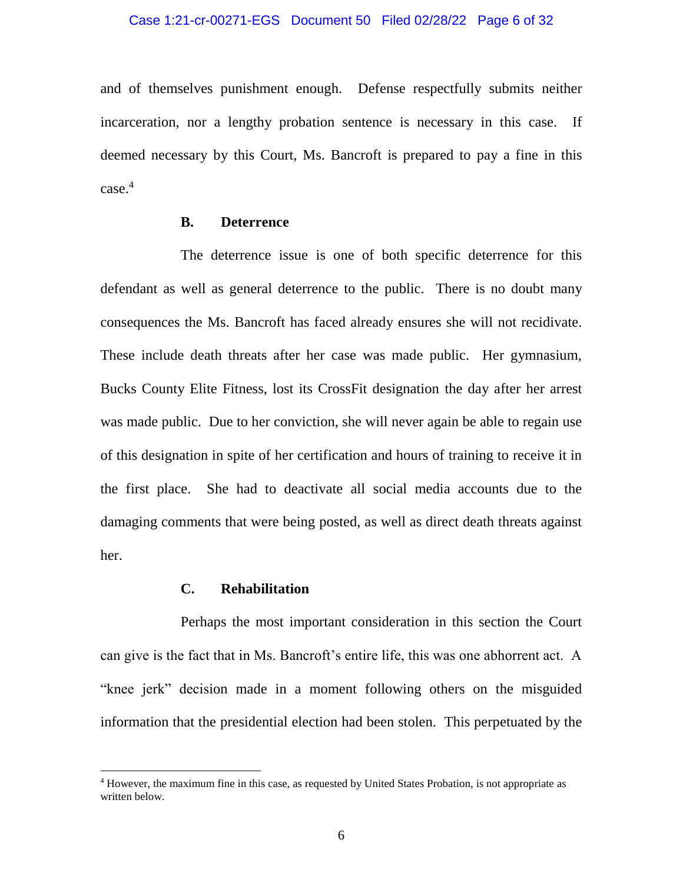and of themselves punishment enough. Defense respectfully submits neither incarceration, nor a lengthy probation sentence is necessary in this case. If deemed necessary by this Court, Ms. Bancroft is prepared to pay a fine in this case.[4]

### B. Deterrence

The deterrence issue is one of both specific deterrence for this defendant as well as general deterrence to the public. There is no doubt many consequences the Ms. Bancroft has faced already ensures she will not recidivate. These include death threats after her case was made public. Her gymnasium, Bucks County Elite Fitness, lost its CrossFit designation the day after her arrest was made public. Due to her conviction, she will never again be able to regain use of this designation in spite of her certification and hours of training to receive it in the first place. She had to deactivate all social media accounts due to the damaging comments that were being posted, as well as direct death threats against her.

### C. Rehabilitation

Perhaps the most important consideration in this section the Court can give is the fact that in Ms. Bancroft's entire life, this was one abhorrent act. A "knee jerk" decision made in a moment following others on the misguided information that the presidential election had been stolen. This perpetuated by the

---

[4] However, the maximum fine in this case, as requested by United States Probation, is not appropriate as written below.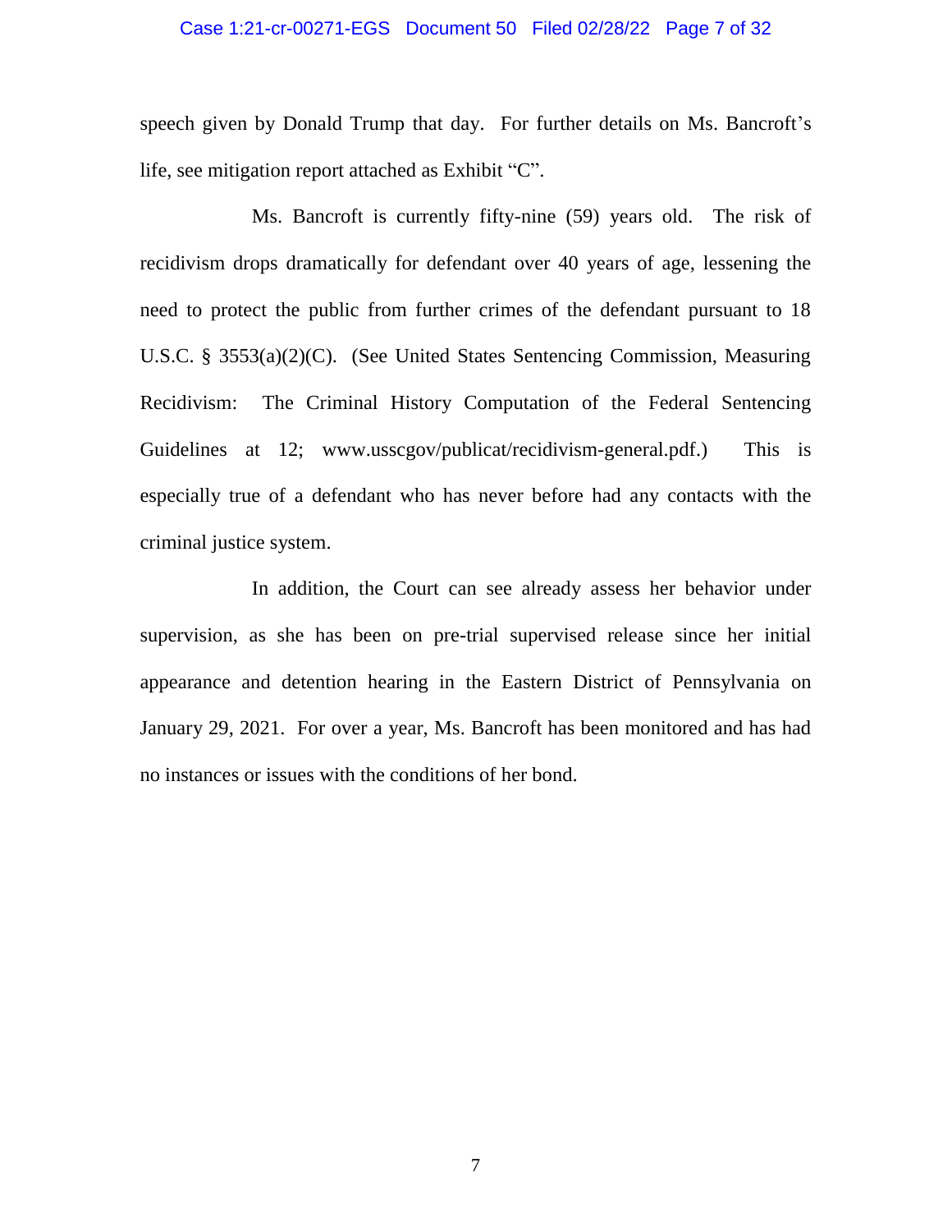speech given by Donald Trump that day. For further details on Ms. Bancroft's life, see mitigation report attached as Exhibit "C".

Ms. Bancroft is currently fifty-nine (59) years old. The risk of recidivism drops dramatically for defendant over 40 years of age, lessening the need to protect the public from further crimes of the defendant pursuant to 18 U.S.C. § 3553(a)(2)(C). (See United States Sentencing Commission, Measuring Recidivism: The Criminal History Computation of the Federal Sentencing Guidelines at 12; www.usscgov/publicat/recidivism-general.pdf.) This is especially true of a defendant who has never before had any contacts with the criminal justice system.

In addition, the Court can see already assess her behavior under supervision, as she has been on pre-trial supervised release since her initial appearance and detention hearing in the Eastern District of Pennsylvania on January 29, 2021. For over a year, Ms. Bancroft has been monitored and has had no instances or issues with the conditions of her bond.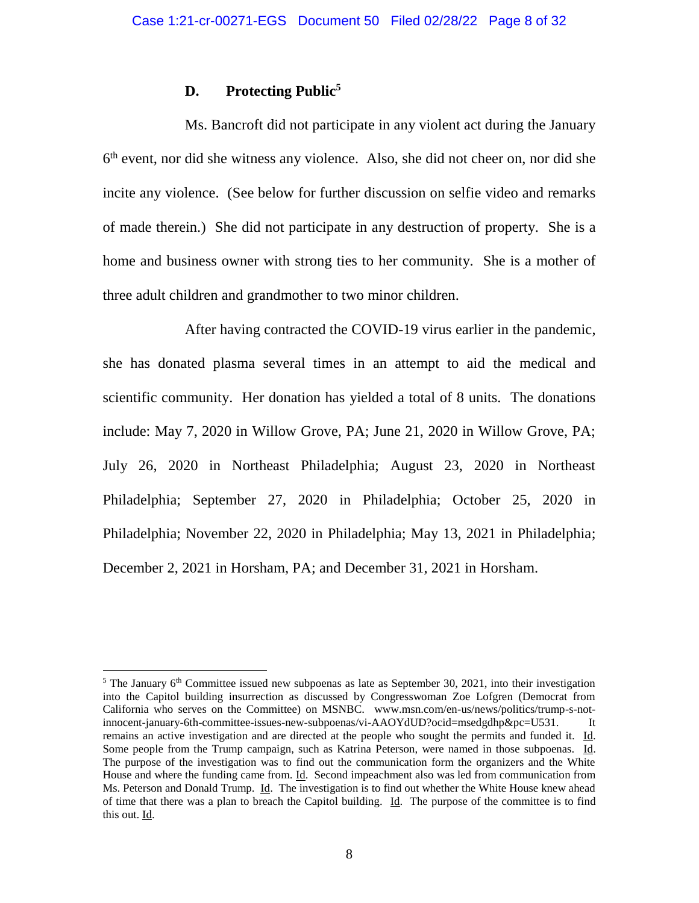### D. Protecting Public[5]

Ms. Bancroft did not participate in any violent act during the January 6th event, nor did she witness any violence. Also, she did not cheer on, nor did she incite any violence. (See below for further discussion on selfie video and remarks of made therein.) She did not participate in any destruction of property. She is a home and business owner with strong ties to her community. She is a mother of three adult children and grandmother to two minor children.

After having contracted the COVID-19 virus earlier in the pandemic, she has donated plasma several times in an attempt to aid the medical and scientific community. Her donation has yielded a total of 8 units. The donations include: May 7, 2020 in Willow Grove, PA; June 21, 2020 in Willow Grove, PA; July 26, 2020 in Northeast Philadelphia; August 23, 2020 in Northeast Philadelphia; September 27, 2020 in Philadelphia; October 25, 2020 in Philadelphia; November 22, 2020 in Philadelphia; May 13, 2021 in Philadelphia; December 2, 2021 in Horsham, PA; and December 31, 2021 in Horsham.

---

[5] The January 6th Committee issued new subpoenas as late as September 30, 2021, into their investigation into the Capitol building insurrection as discussed by Congresswoman Zoe Lofgren (Democrat from California who serves on the Committee) on MSNBC. www.msn.com/en-us/news/politics/trump-s-not-innocent-january-6th-committee-issues-new-subpoenas/vi-AAOYdUD?ocid=msedgdhp&pc=U531. It remains an active investigation and are directed at the people who sought the permits and funded it. Id. Some people from the Trump campaign, such as Katrina Peterson, were named in those subpoenas. Id. The purpose of the investigation was to find out the communication form the organizers and the White House and where the funding came from. Id. Second impeachment also was led from communication from Ms. Peterson and Donald Trump. Id. The investigation is to find out whether the White House knew ahead of time that there was a plan to breach the Capitol building. Id. The purpose of the committee is to find this out. Id.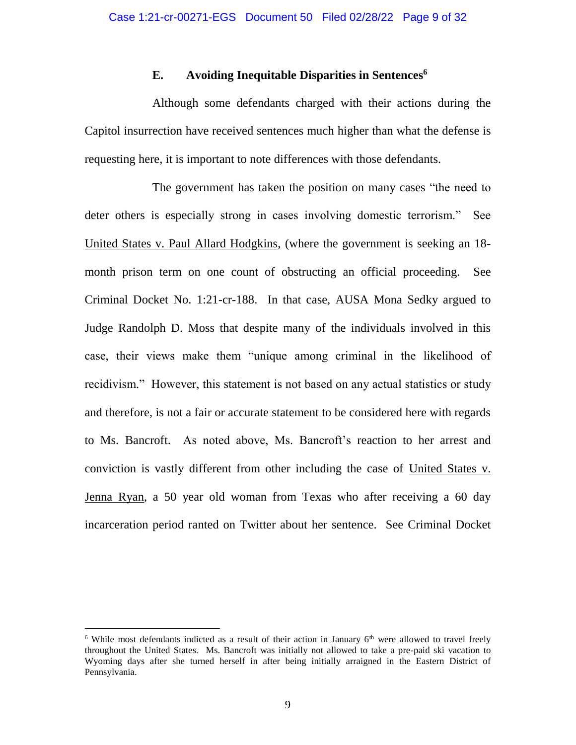### E. Avoiding Inequitable Disparities in Sentences[6]

Although some defendants charged with their actions during the Capitol insurrection have received sentences much higher than what the defense is requesting here, it is important to note differences with those defendants.

The government has taken the position on many cases "the need to deter others is especially strong in cases involving domestic terrorism." See United States v. Paul Allard Hodgkins, (where the government is seeking an 18-month prison term on one count of obstructing an official proceeding. See Criminal Docket No. 1:21-cr-188. In that case, AUSA Mona Sedky argued to Judge Randolph D. Moss that despite many of the individuals involved in this case, their views make them "unique among criminal in the likelihood of recidivism." However, this statement is not based on any actual statistics or study and therefore, is not a fair or accurate statement to be considered here with regards to Ms. Bancroft. As noted above, Ms. Bancroft's reaction to her arrest and conviction is vastly different from other including the case of United States v. Jenna Ryan, a 50 year old woman from Texas who after receiving a 60 day incarceration period ranted on Twitter about her sentence. See Criminal Docket

---

[6] While most defendants indicted as a result of their action in January 6th were allowed to travel freely throughout the United States. Ms. Bancroft was initially not allowed to take a pre-paid ski vacation to Wyoming days after she turned herself in after being initially arraigned in the Eastern District of Pennsylvania.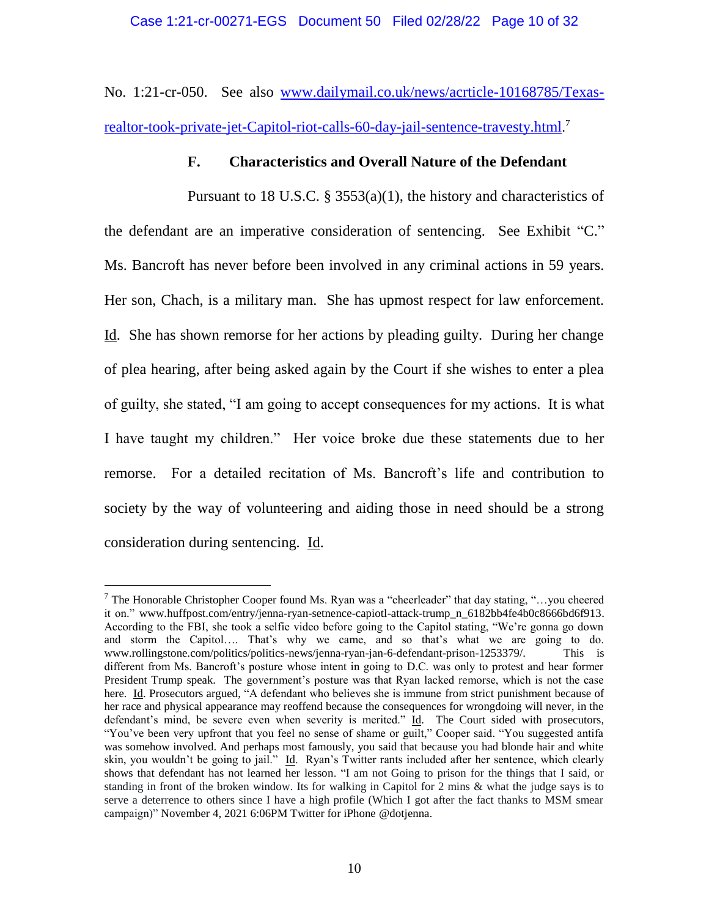No. 1:21-cr-050. See also [www.dailymail.co.uk/news/acrticle-10168785/Texas-realtor-took-private-jet-Capitol-riot-calls-60-day-jail-sentence-travesty.html](www.dailymail.co.uk/news/acrticle-10168785/Texas-realtor-took-private-jet-Capitol-riot-calls-60-day-jail-sentence-travesty.html).[7]

### F. Characteristics and Overall Nature of the Defendant

Pursuant to 18 U.S.C. § 3553(a)(1), the history and characteristics of the defendant are an imperative consideration of sentencing. See Exhibit "C." Ms. Bancroft has never before been involved in any criminal actions in 59 years. Her son, Chach, is a military man. She has upmost respect for law enforcement. Id. She has shown remorse for her actions by pleading guilty. During her change of plea hearing, after being asked again by the Court if she wishes to enter a plea of guilty, she stated, "I am going to accept consequences for my actions. It is what I have taught my children." Her voice broke due these statements due to her remorse. For a detailed recitation of Ms. Bancroft's life and contribution to society by the way of volunteering and aiding those in need should be a strong consideration during sentencing. Id.

---

[7] The Honorable Christopher Cooper found Ms. Ryan was a "cheerleader" that day stating, "…you cheered it on." www.huffpost.com/entry/jenna-ryan-setnence-capiotl-attack-trump_n_6182bb4fe4b0c8666bd6f913. According to the FBI, she took a selfie video before going to the Capitol stating, "We're gonna go down and storm the Capitol…. That's why we came, and so that's what we are going to do. www.rollingstone.com/politics/politics-news/jenna-ryan-jan-6-defendant-prison-1253379/. This is different from Ms. Bancroft's posture whose intent in going to D.C. was only to protest and hear former President Trump speak. The government's posture was that Ryan lacked remorse, which is not the case here. Id. Prosecutors argued, "A defendant who believes she is immune from strict punishment because of her race and physical appearance may reoffend because the consequences for wrongdoing will never, in the defendant's mind, be severe even when severity is merited." Id. The Court sided with prosecutors, "You've been very upfront that you feel no sense of shame or guilt," Cooper said. "You suggested antifa was somehow involved. And perhaps most famously, you said that because you had blonde hair and white skin, you wouldn't be going to jail." Id. Ryan's Twitter rants included after her sentence, which clearly shows that defendant has not learned her lesson. "I am not Going to prison for the things that I said, or standing in front of the broken window. Its for walking in Capitol for 2 mins & what the judge says is to serve a deterrence to others since I have a high profile (Which I got after the fact thanks to MSM smear campaign)" November 4, 2021 6:06PM Twitter for iPhone @dotjenna.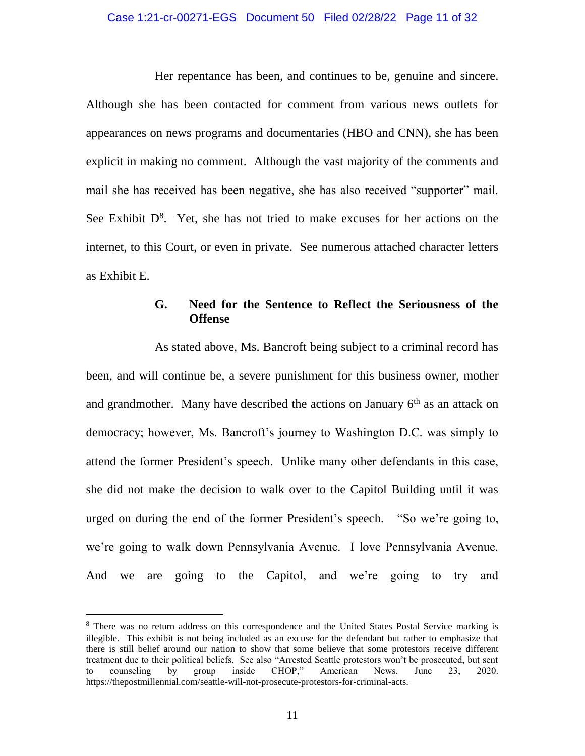Her repentance has been, and continues to be, genuine and sincere. Although she has been contacted for comment from various news outlets for appearances on news programs and documentaries (HBO and CNN), she has been explicit in making no comment. Although the vast majority of the comments and mail she has received has been negative, she has also received "supporter" mail. See Exhibit D[8]. Yet, she has not tried to make excuses for her actions on the internet, to this Court, or even in private. See numerous attached character letters as Exhibit E.

### G. Need for the Sentence to Reflect the Seriousness of the Offense

As stated above, Ms. Bancroft being subject to a criminal record has been, and will continue be, a severe punishment for this business owner, mother and grandmother. Many have described the actions on January 6th as an attack on democracy; however, Ms. Bancroft's journey to Washington D.C. was simply to attend the former President's speech. Unlike many other defendants in this case, she did not make the decision to walk over to the Capitol Building until it was urged on during the end of the former President's speech. "So we're going to, we're going to walk down Pennsylvania Avenue. I love Pennsylvania Avenue. And we are going to the Capitol, and we're going to try and

---

[8] There was no return address on this correspondence and the United States Postal Service marking is illegible. This exhibit is not being included as an excuse for the defendant but rather to emphasize that there is still belief around our nation to show that some believe that some protestors receive different treatment due to their political beliefs. See also "Arrested Seattle protestors won't be prosecuted, but sent to counseling by group inside CHOP," American News. June 23, 2020. https://thepostmillennial.com/seattle-will-not-prosecute-protestors-for-criminal-acts.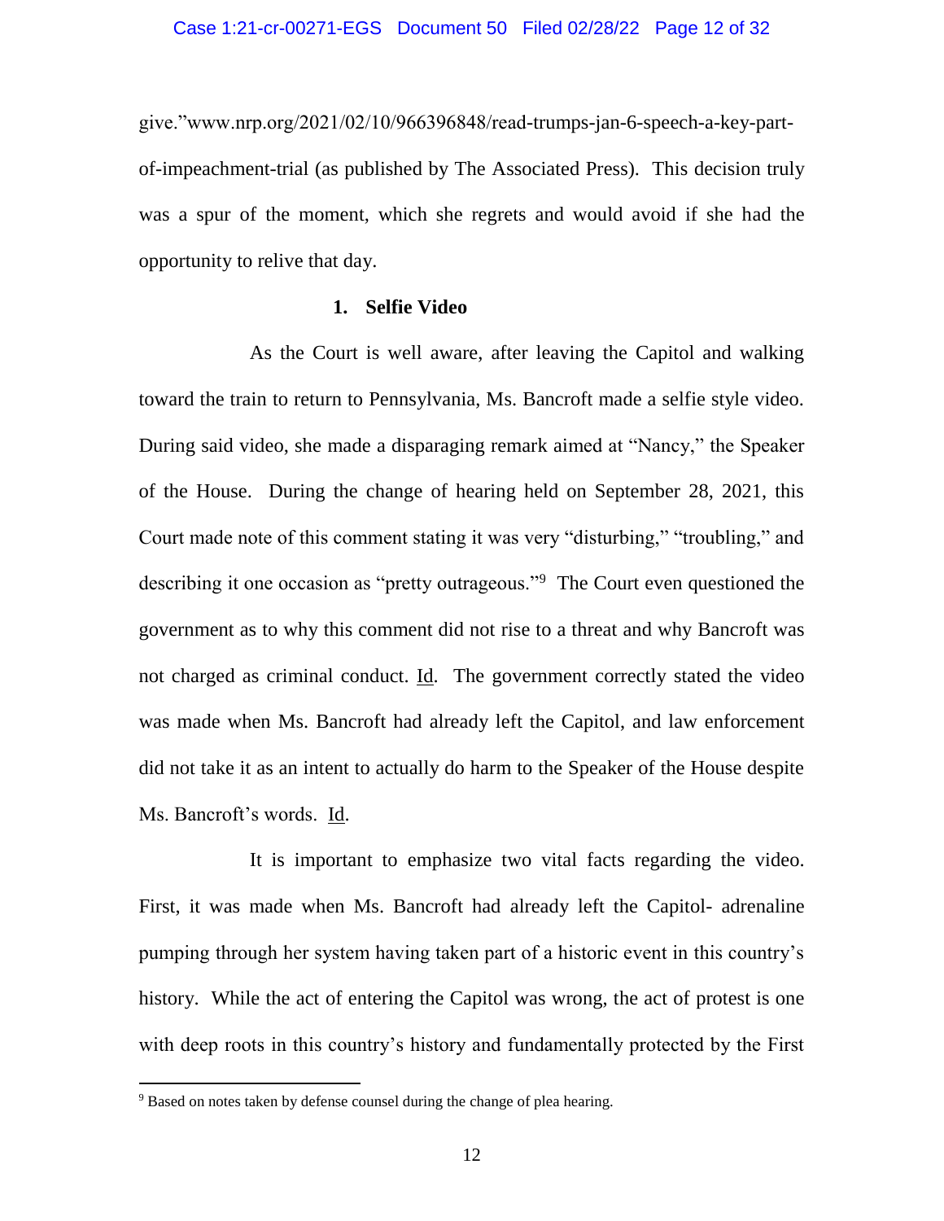give."www.nrp.org/2021/02/10/966396848/read-trumps-jan-6-speech-a-key-part-of-impeachment-trial (as published by The Associated Press). This decision truly was a spur of the moment, which she regrets and would avoid if she had the opportunity to relive that day.

### 1. Selfie Video

As the Court is well aware, after leaving the Capitol and walking toward the train to return to Pennsylvania, Ms. Bancroft made a selfie style video. During said video, she made a disparaging remark aimed at "Nancy," the Speaker of the House. During the change of hearing held on September 28, 2021, this Court made note of this comment stating it was very "disturbing," "troubling," and describing it one occasion as "pretty outrageous."[9] The Court even questioned the government as to why this comment did not rise to a threat and why Bancroft was not charged as criminal conduct. Id. The government correctly stated the video was made when Ms. Bancroft had already left the Capitol, and law enforcement did not take it as an intent to actually do harm to the Speaker of the House despite Ms. Bancroft's words. Id.

It is important to emphasize two vital facts regarding the video. First, it was made when Ms. Bancroft had already left the Capitol- adrenaline pumping through her system having taken part of a historic event in this country's history. While the act of entering the Capitol was wrong, the act of protest is one with deep roots in this country's history and fundamentally protected by the First

---

[9] Based on notes taken by defense counsel during the change of plea hearing.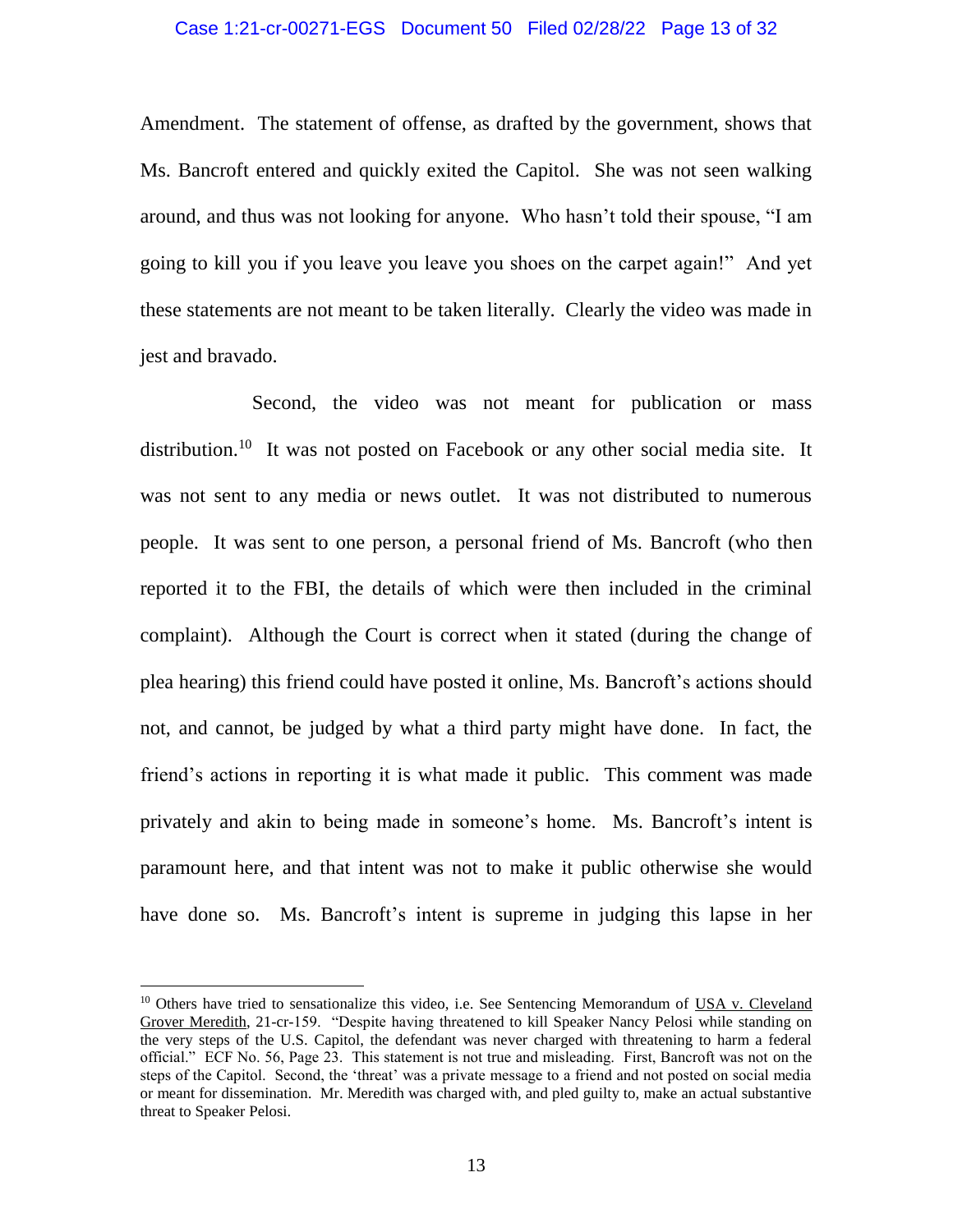Amendment. The statement of offense, as drafted by the government, shows that Ms. Bancroft entered and quickly exited the Capitol. She was not seen walking around, and thus was not looking for anyone. Who hasn't told their spouse, "I am going to kill you if you leave you leave you shoes on the carpet again!" And yet these statements are not meant to be taken literally. Clearly the video was made in jest and bravado.

Second, the video was not meant for publication or mass distribution.[10] It was not posted on Facebook or any other social media site. It was not sent to any media or news outlet. It was not distributed to numerous people. It was sent to one person, a personal friend of Ms. Bancroft (who then reported it to the FBI, the details of which were then included in the criminal complaint). Although the Court is correct when it stated (during the change of plea hearing) this friend could have posted it online, Ms. Bancroft's actions should not, and cannot, be judged by what a third party might have done. In fact, the friend's actions in reporting it is what made it public. This comment was made privately and akin to being made in someone's home. Ms. Bancroft's intent is paramount here, and that intent was not to make it public otherwise she would have done so. Ms. Bancroft's intent is supreme in judging this lapse in her

---

[10] Others have tried to sensationalize this video, i.e. See Sentencing Memorandum of USA v. Cleveland Grover Meredith, 21-cr-159. "Despite having threatened to kill Speaker Nancy Pelosi while standing on the very steps of the U.S. Capitol, the defendant was never charged with threatening to harm a federal official." ECF No. 56, Page 23. This statement is not true and misleading. First, Bancroft was not on the steps of the Capitol. Second, the 'threat' was a private message to a friend and not posted on social media or meant for dissemination. Mr. Meredith was charged with, and pled guilty to, make an actual substantive threat to Speaker Pelosi.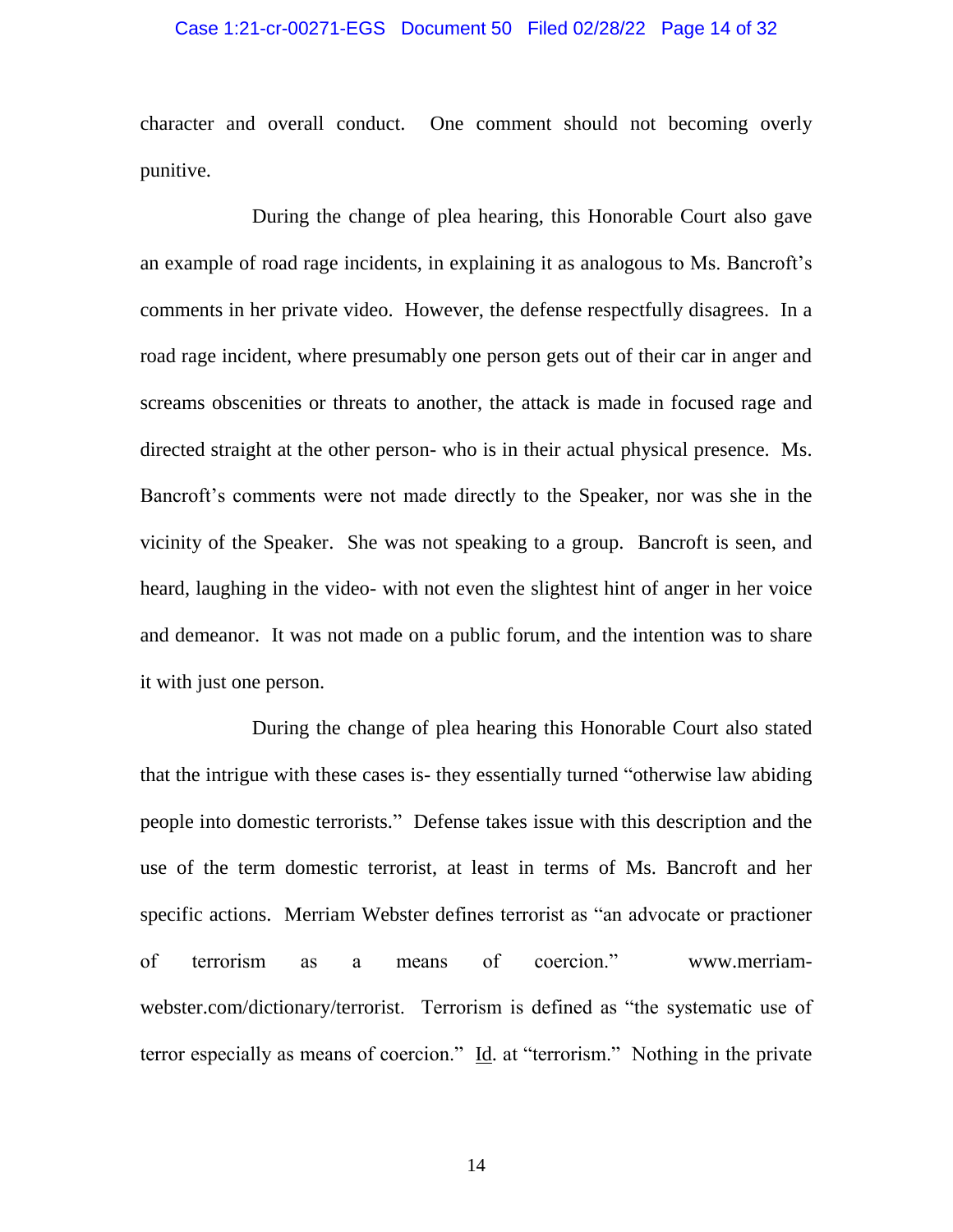character and overall conduct. One comment should not becoming overly punitive.

During the change of plea hearing, this Honorable Court also gave an example of road rage incidents, in explaining it as analogous to Ms. Bancroft's comments in her private video. However, the defense respectfully disagrees. In a road rage incident, where presumably one person gets out of their car in anger and screams obscenities or threats to another, the attack is made in focused rage and directed straight at the other person- who is in their actual physical presence. Ms. Bancroft's comments were not made directly to the Speaker, nor was she in the vicinity of the Speaker. She was not speaking to a group. Bancroft is seen, and heard, laughing in the video- with not even the slightest hint of anger in her voice and demeanor. It was not made on a public forum, and the intention was to share it with just one person.

During the change of plea hearing this Honorable Court also stated that the intrigue with these cases is- they essentially turned "otherwise law abiding people into domestic terrorists." Defense takes issue with this description and the use of the term domestic terrorist, at least in terms of Ms. Bancroft and her specific actions. Merriam Webster defines terrorist as "an advocate or practioner of terrorism as a means of coercion." www.merriam-webster.com/dictionary/terrorist. Terrorism is defined as "the systematic use of terror especially as means of coercion." Id. at "terrorism." Nothing in the private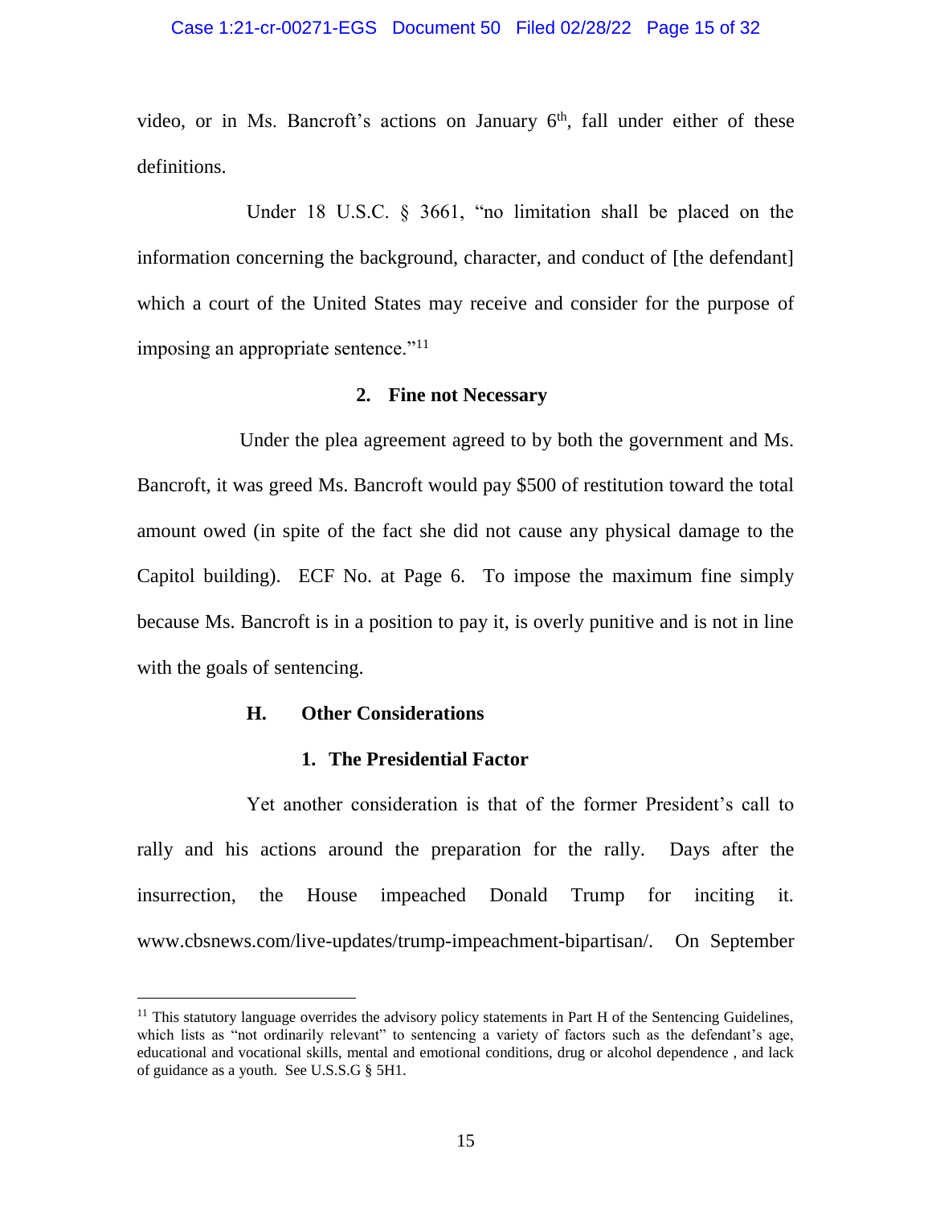video, or in Ms. Bancroft's actions on January 6th, fall under either of these definitions.

Under 18 U.S.C. § 3661, "no limitation shall be placed on the information concerning the background, character, and conduct of [the defendant] which a court of the United States may receive and consider for the purpose of imposing an appropriate sentence."[11]

**2. Fine not Necessary**

Under the plea agreement agreed to by both the government and Ms. Bancroft, it was greed Ms. Bancroft would pay $500 of restitution toward the total amount owed (in spite of the fact she did not cause any physical damage to the Capitol building). ECF No. at Page 6. To impose the maximum fine simply because Ms. Bancroft is in a position to pay it, is overly punitive and is not in line with the goals of sentencing.

**H. Other Considerations**

**1. The Presidential Factor**

Yet another consideration is that of the former President's call to rally and his actions around the preparation for the rally. Days after the insurrection, the House impeached Donald Trump for inciting it. www.cbsnews.com/live-updates/trump-impeachment-bipartisan/. On September

---

[11] This statutory language overrides the advisory policy statements in Part H of the Sentencing Guidelines, which lists as "not ordinarily relevant" to sentencing a variety of factors such as the defendant's age, educational and vocational skills, mental and emotional conditions, drug or alcohol dependence , and lack of guidance as a youth. See U.S.S.G § 5H1.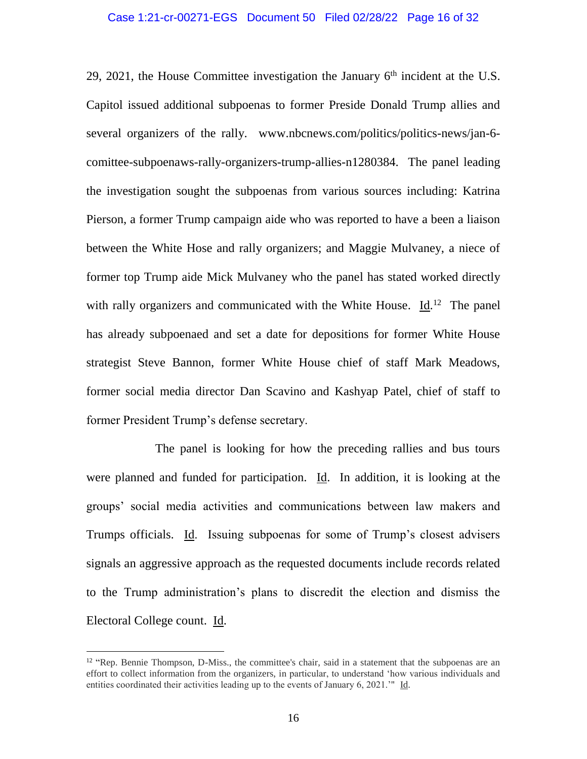29, 2021, the House Committee investigation the January 6th incident at the U.S. Capitol issued additional subpoenas to former Preside Donald Trump allies and several organizers of the rally. www.nbcnews.com/politics/politics-news/jan-6-comittee-subpoenaws-rally-organizers-trump-allies-n1280384. The panel leading the investigation sought the subpoenas from various sources including: Katrina Pierson, a former Trump campaign aide who was reported to have a been a liaison between the White Hose and rally organizers; and Maggie Mulvaney, a niece of former top Trump aide Mick Mulvaney who the panel has stated worked directly with rally organizers and communicated with the White House. Id.[12] The panel has already subpoenaed and set a date for depositions for former White House strategist Steve Bannon, former White House chief of staff Mark Meadows, former social media director Dan Scavino and Kashyap Patel, chief of staff to former President Trump's defense secretary.

The panel is looking for how the preceding rallies and bus tours were planned and funded for participation. Id. In addition, it is looking at the groups' social media activities and communications between law makers and Trumps officials. Id. Issuing subpoenas for some of Trump's closest advisers signals an aggressive approach as the requested documents include records related to the Trump administration's plans to discredit the election and dismiss the Electoral College count. Id.

---

[12] "Rep. Bennie Thompson, D-Miss., the committee's chair, said in a statement that the subpoenas are an effort to collect information from the organizers, in particular, to understand 'how various individuals and entities coordinated their activities leading up to the events of January 6, 2021.'" Id.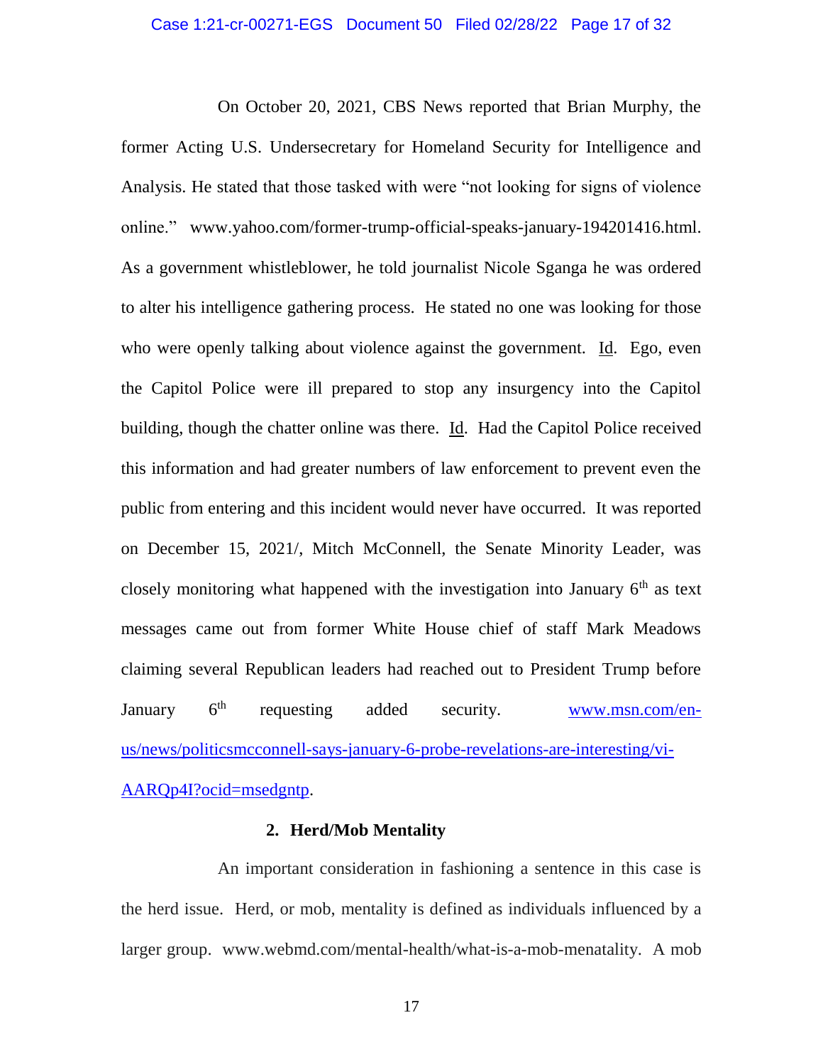On October 20, 2021, CBS News reported that Brian Murphy, the former Acting U.S. Undersecretary for Homeland Security for Intelligence and Analysis. He stated that those tasked with were "not looking for signs of violence online." www.yahoo.com/former-trump-official-speaks-january-194201416.html. As a government whistleblower, he told journalist Nicole Sganga he was ordered to alter his intelligence gathering process. He stated no one was looking for those who were openly talking about violence against the government. Id. Ego, even the Capitol Police were ill prepared to stop any insurgency into the Capitol building, though the chatter online was there. Id. Had the Capitol Police received this information and had greater numbers of law enforcement to prevent even the public from entering and this incident would never have occurred. It was reported on December 15, 2021/, Mitch McConnell, the Senate Minority Leader, was closely monitoring what happened with the investigation into January 6th as text messages came out from former White House chief of staff Mark Meadows claiming several Republican leaders had reached out to President Trump before January 6th requesting added security. www.msn.com/en-us/news/politicsmcconnell-says-january-6-probe-revelations-are-interesting/vi-AARQp4I?ocid=msedgntp.

**2. Herd/Mob Mentality**

An important consideration in fashioning a sentence in this case is the herd issue. Herd, or mob, mentality is defined as individuals influenced by a larger group. www.webmd.com/mental-health/what-is-a-mob-menatality. A mob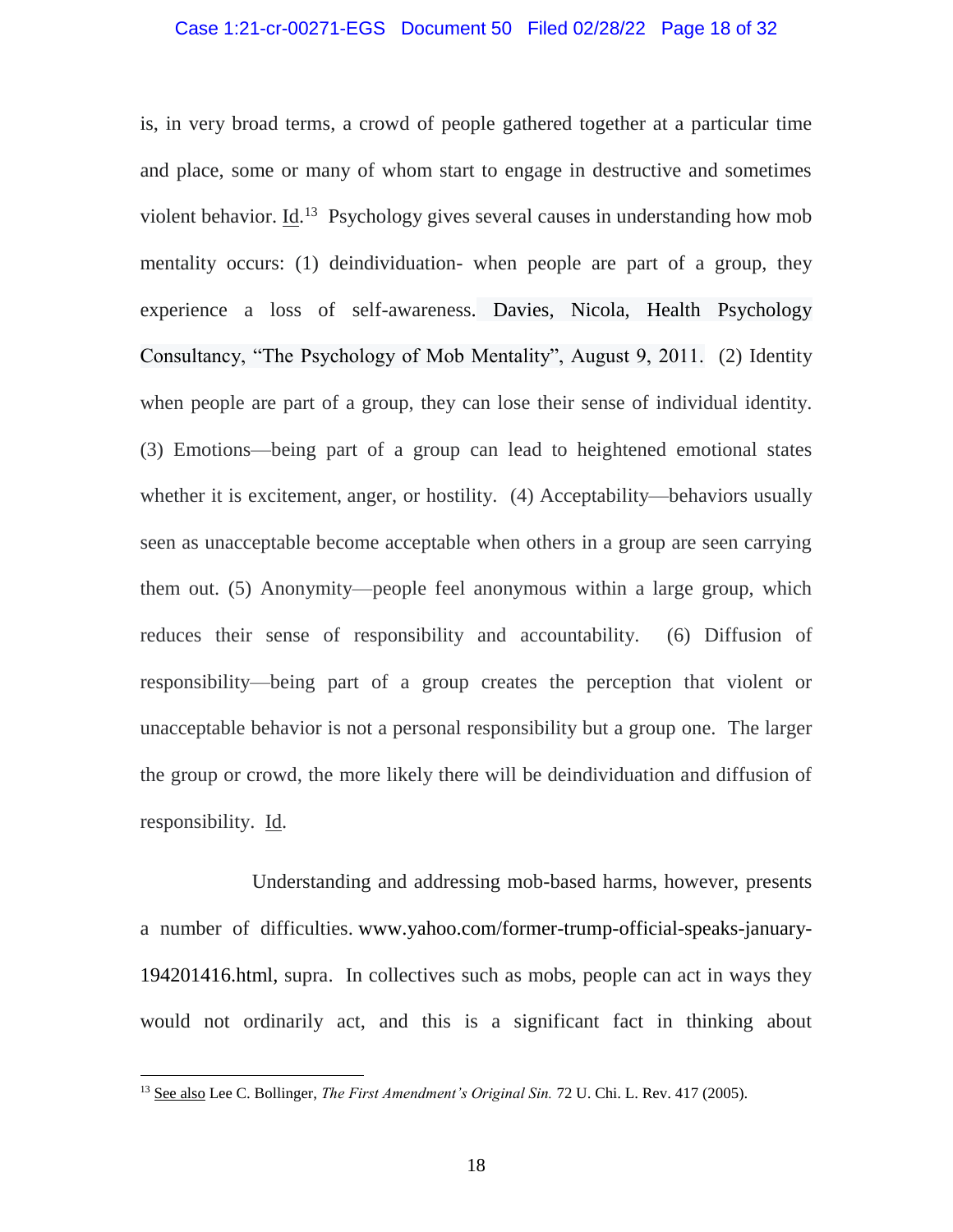is, in very broad terms, a crowd of people gathered together at a particular time and place, some or many of whom start to engage in destructive and sometimes violent behavior. Id.[13] Psychology gives several causes in understanding how mob mentality occurs: (1) deindividuation- when people are part of a group, they experience a loss of self-awareness. Davies, Nicola, Health Psychology Consultancy, "The Psychology of Mob Mentality", August 9, 2011. (2) Identity when people are part of a group, they can lose their sense of individual identity. (3) Emotions—being part of a group can lead to heightened emotional states whether it is excitement, anger, or hostility. (4) Acceptability—behaviors usually seen as unacceptable become acceptable when others in a group are seen carrying them out. (5) Anonymity—people feel anonymous within a large group, which reduces their sense of responsibility and accountability. (6) Diffusion of responsibility—being part of a group creates the perception that violent or unacceptable behavior is not a personal responsibility but a group one. The larger the group or crowd, the more likely there will be deindividuation and diffusion of responsibility. Id.

Understanding and addressing mob-based harms, however, presents a number of difficulties. www.yahoo.com/former-trump-official-speaks-january-194201416.html, supra. In collectives such as mobs, people can act in ways they would not ordinarily act, and this is a significant fact in thinking about

---

[13] See also Lee C. Bollinger, *The First Amendment's Original Sin.* 72 U. Chi. L. Rev. 417 (2005).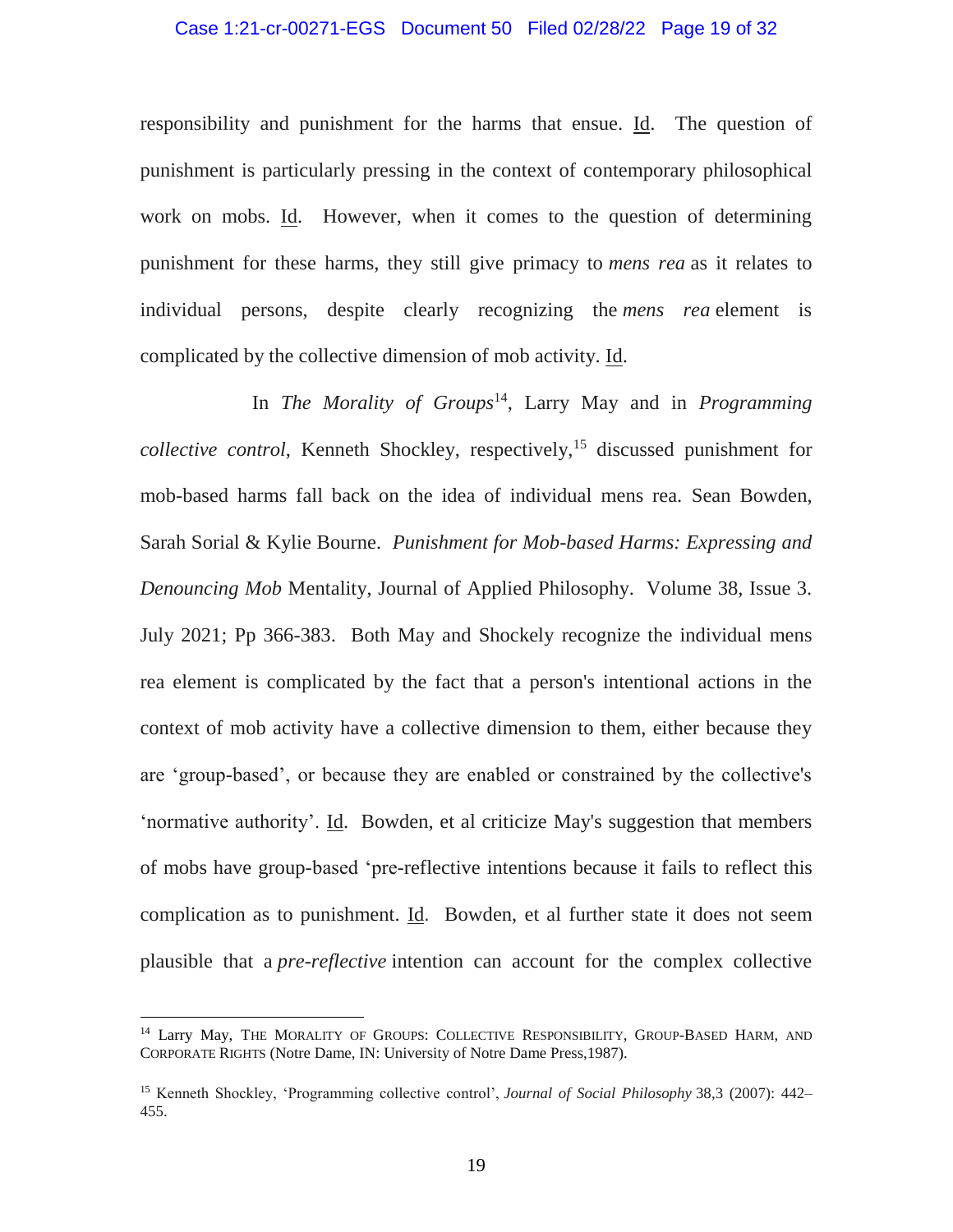responsibility and punishment for the harms that ensue. Id. The question of punishment is particularly pressing in the context of contemporary philosophical work on mobs. Id. However, when it comes to the question of determining punishment for these harms, they still give primacy to *mens rea* as it relates to individual persons, despite clearly recognizing the *mens rea* element is complicated by the collective dimension of mob activity. Id.

In *The Morality of Groups*[14], Larry May and in *Programming collective control*, Kenneth Shockley, respectively,[15] discussed punishment for mob-based harms fall back on the idea of individual mens rea. Sean Bowden, Sarah Sorial & Kylie Bourne. *Punishment for Mob-based Harms: Expressing and Denouncing Mob* Mentality, Journal of Applied Philosophy. Volume 38, Issue 3. July 2021; Pp 366-383. Both May and Shockely recognize the individual mens rea element is complicated by the fact that a person's intentional actions in the context of mob activity have a collective dimension to them, either because they are 'group-based', or because they are enabled or constrained by the collective's 'normative authority'. Id. Bowden, et al criticize May's suggestion that members of mobs have group-based 'pre-reflective intentions because it fails to reflect this complication as to punishment. Id. Bowden, et al further state it does not seem plausible that a *pre-reflective* intention can account for the complex collective

---

[14] Larry May, THE MORALITY OF GROUPS: COLLECTIVE RESPONSIBILITY, GROUP-BASED HARM, AND CORPORATE RIGHTS (Notre Dame, IN: University of Notre Dame Press,1987).

[15] Kenneth Shockley, 'Programming collective control', *Journal of Social Philosophy* 38,3 (2007): 442–455.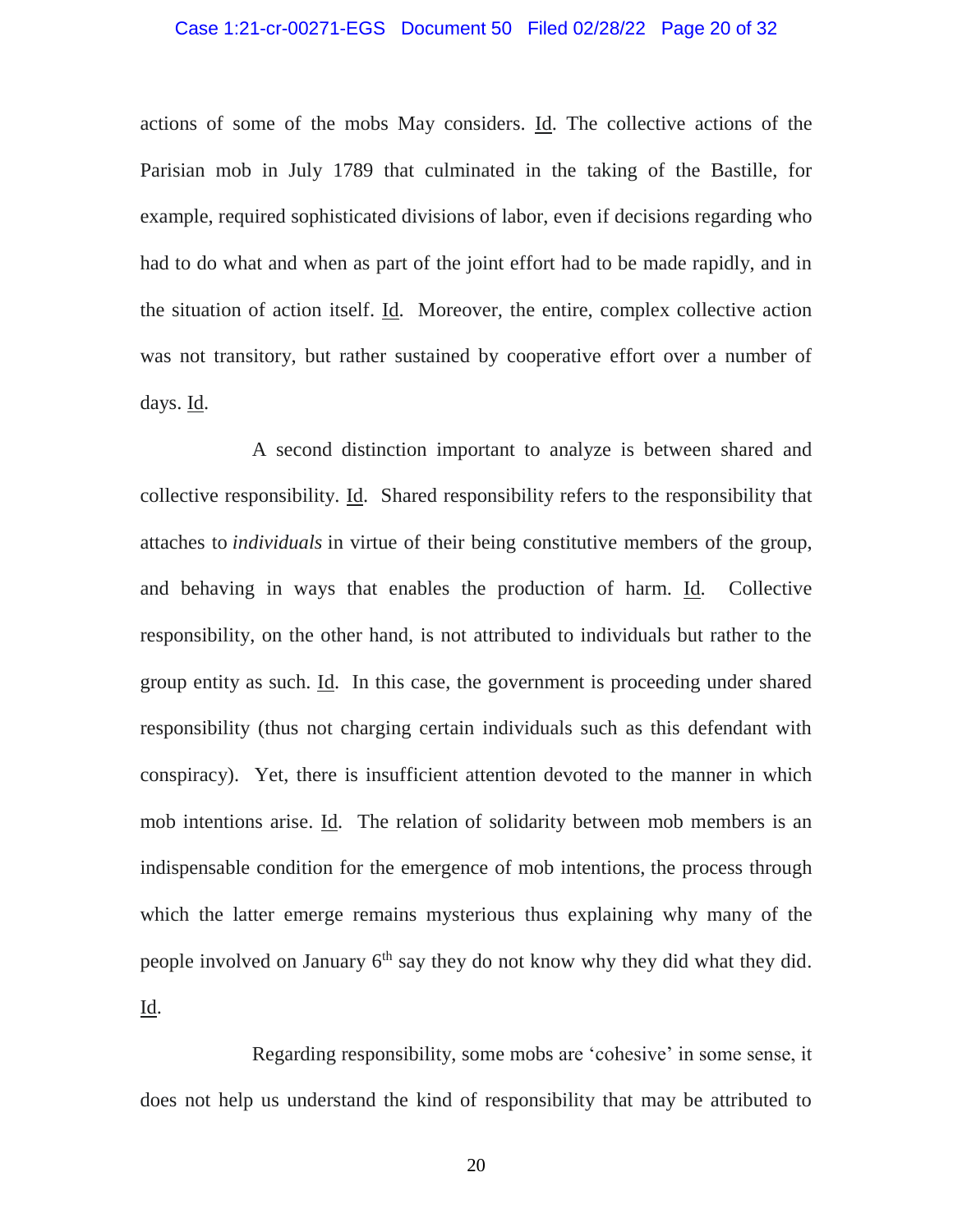actions of some of the mobs May considers. Id. The collective actions of the Parisian mob in July 1789 that culminated in the taking of the Bastille, for example, required sophisticated divisions of labor, even if decisions regarding who had to do what and when as part of the joint effort had to be made rapidly, and in the situation of action itself. Id. Moreover, the entire, complex collective action was not transitory, but rather sustained by cooperative effort over a number of days. Id.

A second distinction important to analyze is between shared and collective responsibility. Id. Shared responsibility refers to the responsibility that attaches to *individuals* in virtue of their being constitutive members of the group, and behaving in ways that enables the production of harm. Id. Collective responsibility, on the other hand, is not attributed to individuals but rather to the group entity as such. Id. In this case, the government is proceeding under shared responsibility (thus not charging certain individuals such as this defendant with conspiracy). Yet, there is insufficient attention devoted to the manner in which mob intentions arise. Id. The relation of solidarity between mob members is an indispensable condition for the emergence of mob intentions, the process through which the latter emerge remains mysterious thus explaining why many of the people involved on January 6th say they do not know why they did what they did. Id.

Regarding responsibility, some mobs are 'cohesive' in some sense, it does not help us understand the kind of responsibility that may be attributed to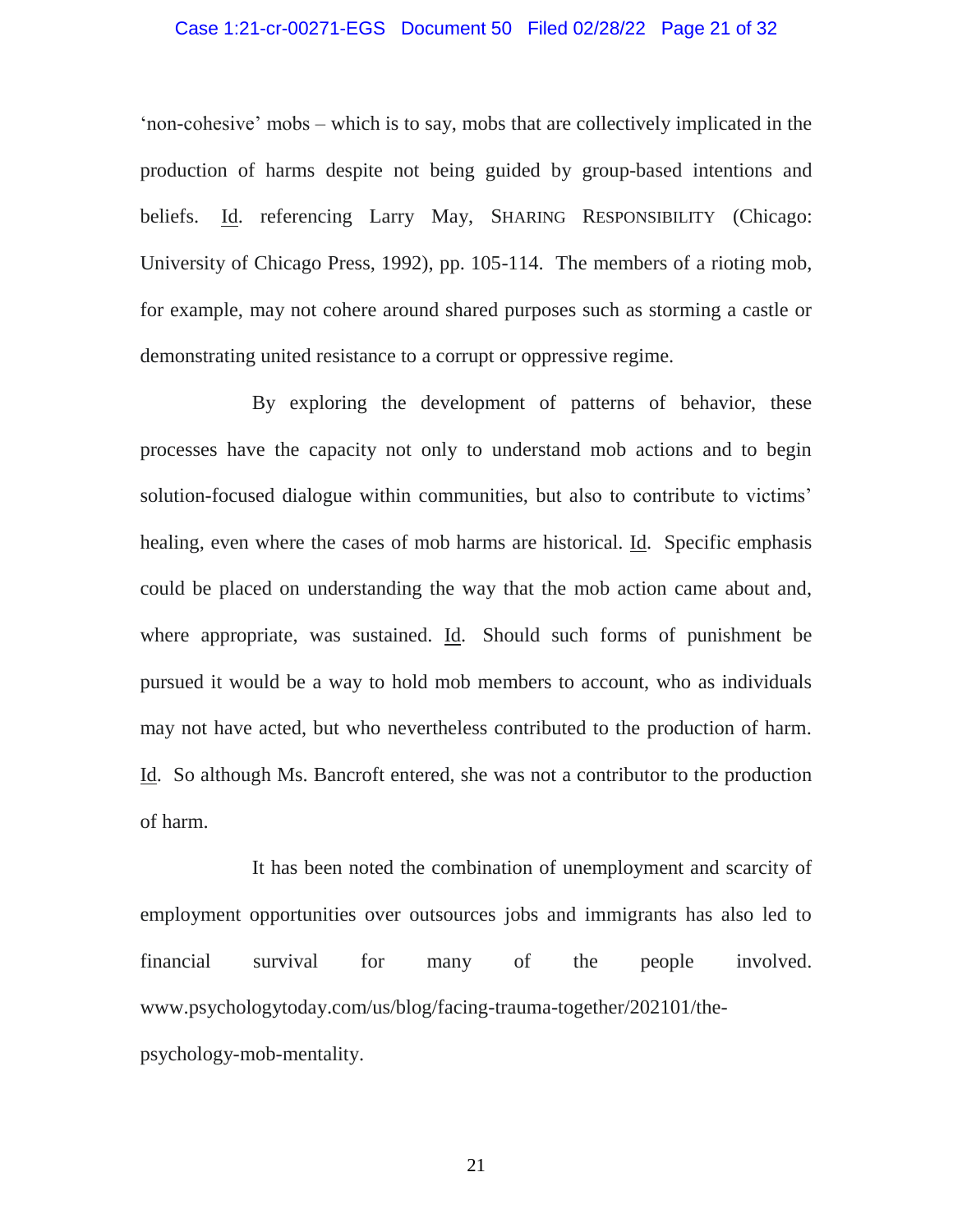'non-cohesive' mobs – which is to say, mobs that are collectively implicated in the production of harms despite not being guided by group-based intentions and beliefs. Id. referencing Larry May, SHARING RESPONSIBILITY (Chicago: University of Chicago Press, 1992), pp. 105-114. The members of a rioting mob, for example, may not cohere around shared purposes such as storming a castle or demonstrating united resistance to a corrupt or oppressive regime.

By exploring the development of patterns of behavior, these processes have the capacity not only to understand mob actions and to begin solution-focused dialogue within communities, but also to contribute to victims' healing, even where the cases of mob harms are historical. Id. Specific emphasis could be placed on understanding the way that the mob action came about and, where appropriate, was sustained. Id. Should such forms of punishment be pursued it would be a way to hold mob members to account, who as individuals may not have acted, but who nevertheless contributed to the production of harm. Id. So although Ms. Bancroft entered, she was not a contributor to the production of harm.

It has been noted the combination of unemployment and scarcity of employment opportunities over outsources jobs and immigrants has also led to financial survival for many of the people involved. www.psychologytoday.com/us/blog/facing-trauma-together/202101/the-psychology-mob-mentality.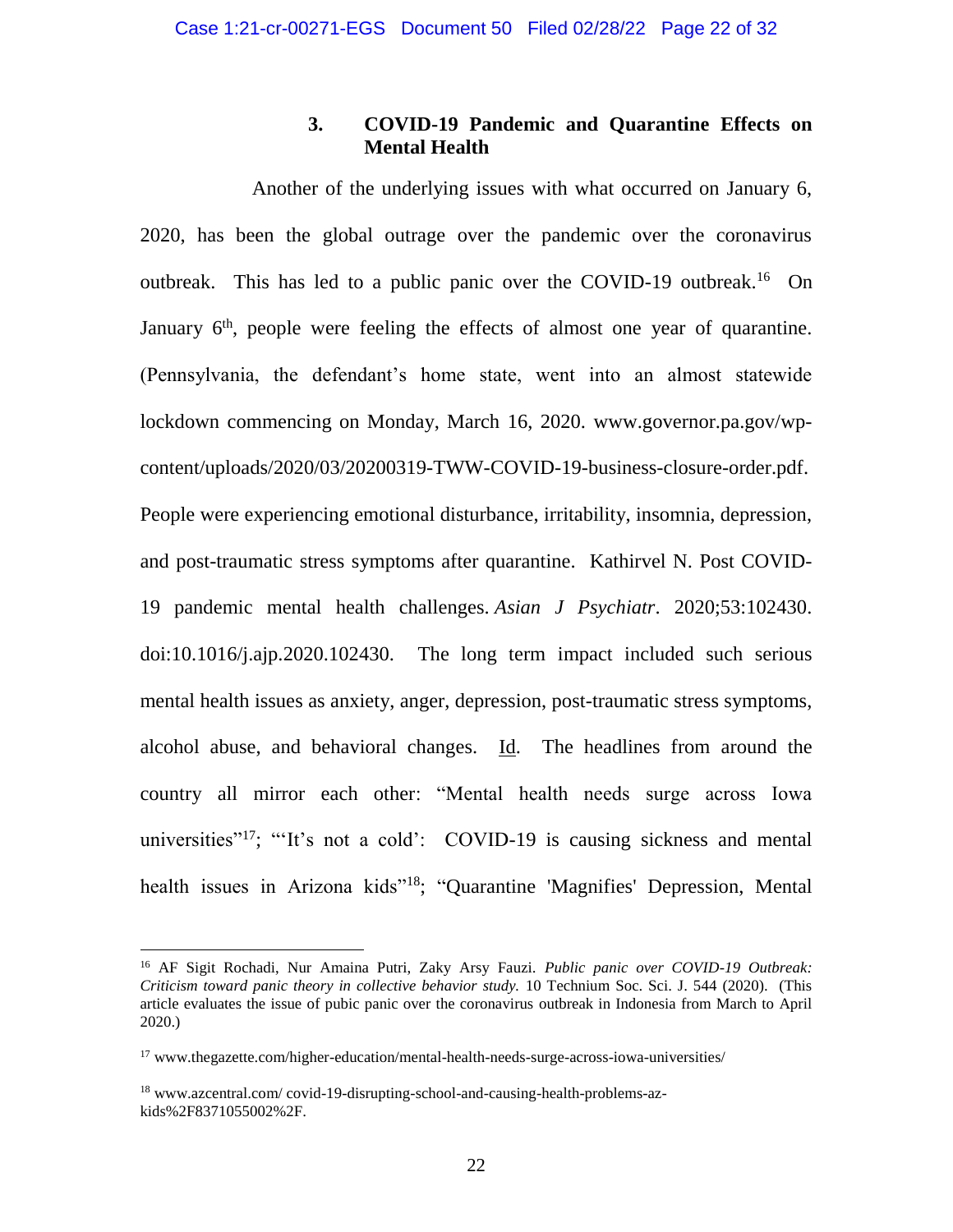### 3. COVID-19 Pandemic and Quarantine Effects on Mental Health

Another of the underlying issues with what occurred on January 6, 2020, has been the global outrage over the pandemic over the coronavirus outbreak. This has led to a public panic over the COVID-19 outbreak.[16] On January 6th, people were feeling the effects of almost one year of quarantine. (Pennsylvania, the defendant's home state, went into an almost statewide lockdown commencing on Monday, March 16, 2020. www.governor.pa.gov/wp-content/uploads/2020/03/20200319-TWW-COVID-19-business-closure-order.pdf. People were experiencing emotional disturbance, irritability, insomnia, depression, and post-traumatic stress symptoms after quarantine. Kathirvel N. Post COVID-19 pandemic mental health challenges. *Asian J Psychiatr*. 2020;53:102430. doi:10.1016/j.ajp.2020.102430. The long term impact included such serious mental health issues as anxiety, anger, depression, post-traumatic stress symptoms, alcohol abuse, and behavioral changes. Id. The headlines from around the country all mirror each other: "Mental health needs surge across Iowa universities"[17]; "'It's not a cold': COVID-19 is causing sickness and mental health issues in Arizona kids"[18]; "Quarantine 'Magnifies' Depression, Mental

---

[16] AF Sigit Rochadi, Nur Amaina Putri, Zaky Arsy Fauzi. *Public panic over COVID-19 Outbreak: Criticism toward panic theory in collective behavior study.* 10 Technium Soc. Sci. J. 544 (2020). (This article evaluates the issue of pubic panic over the coronavirus outbreak in Indonesia from March to April 2020.)

[17] www.thegazette.com/higher-education/mental-health-needs-surge-across-iowa-universities/

[18] www.azcentral.com/ covid-19-disrupting-school-and-causing-health-problems-az-kids%2F8371055002%2F.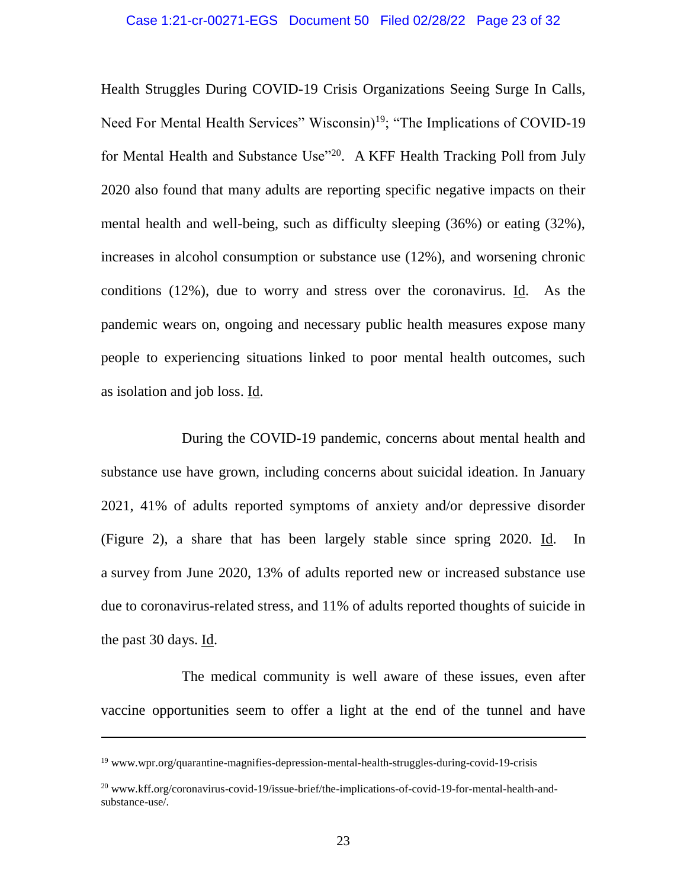Health Struggles During COVID-19 Crisis Organizations Seeing Surge In Calls, Need For Mental Health Services" Wisconsin)[19]; "The Implications of COVID-19 for Mental Health and Substance Use"[20]. A KFF Health Tracking Poll from July 2020 also found that many adults are reporting specific negative impacts on their mental health and well-being, such as difficulty sleeping (36%) or eating (32%), increases in alcohol consumption or substance use (12%), and worsening chronic conditions (12%), due to worry and stress over the coronavirus. Id. As the pandemic wears on, ongoing and necessary public health measures expose many people to experiencing situations linked to poor mental health outcomes, such as isolation and job loss. Id.

During the COVID-19 pandemic, concerns about mental health and substance use have grown, including concerns about suicidal ideation. In January 2021, 41% of adults reported symptoms of anxiety and/or depressive disorder (Figure 2), a share that has been largely stable since spring 2020. Id. In a survey from June 2020, 13% of adults reported new or increased substance use due to coronavirus-related stress, and 11% of adults reported thoughts of suicide in the past 30 days. Id.

The medical community is well aware of these issues, even after vaccine opportunities seem to offer a light at the end of the tunnel and have

---

[19] www.wpr.org/quarantine-magnifies-depression-mental-health-struggles-during-covid-19-crisis

[20] www.kff.org/coronavirus-covid-19/issue-brief/the-implications-of-covid-19-for-mental-health-and-substance-use/.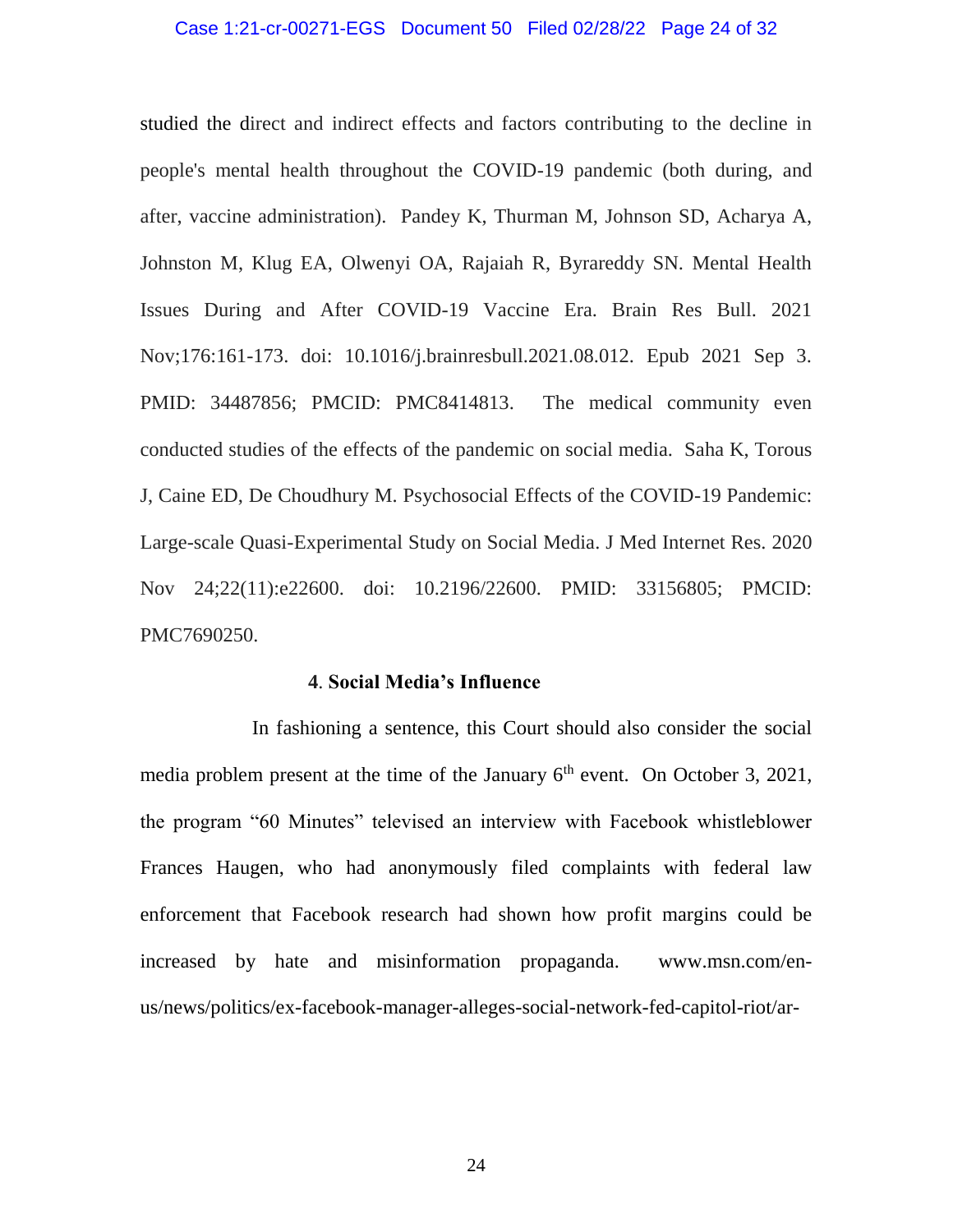studied the direct and indirect effects and factors contributing to the decline in people's mental health throughout the COVID-19 pandemic (both during, and after, vaccine administration). Pandey K, Thurman M, Johnson SD, Acharya A, Johnston M, Klug EA, Olwenyi OA, Rajaiah R, Byrareddy SN. Mental Health Issues During and After COVID-19 Vaccine Era. Brain Res Bull. 2021 Nov;176:161-173. doi: 10.1016/j.brainresbull.2021.08.012. Epub 2021 Sep 3. PMID: 34487856; PMCID: PMC8414813. The medical community even conducted studies of the effects of the pandemic on social media. Saha K, Torous J, Caine ED, De Choudhury M. Psychosocial Effects of the COVID-19 Pandemic: Large-scale Quasi-Experimental Study on Social Media. J Med Internet Res. 2020 Nov 24;22(11):e22600. doi: 10.2196/22600. PMID: 33156805; PMCID: PMC7690250.

**4. Social Media's Influence**

In fashioning a sentence, this Court should also consider the social media problem present at the time of the January 6th event. On October 3, 2021, the program "60 Minutes" televised an interview with Facebook whistleblower Frances Haugen, who had anonymously filed complaints with federal law enforcement that Facebook research had shown how profit margins could be increased by hate and misinformation propaganda. www.msn.com/en-us/news/politics/ex-facebook-manager-alleges-social-network-fed-capitol-riot/ar-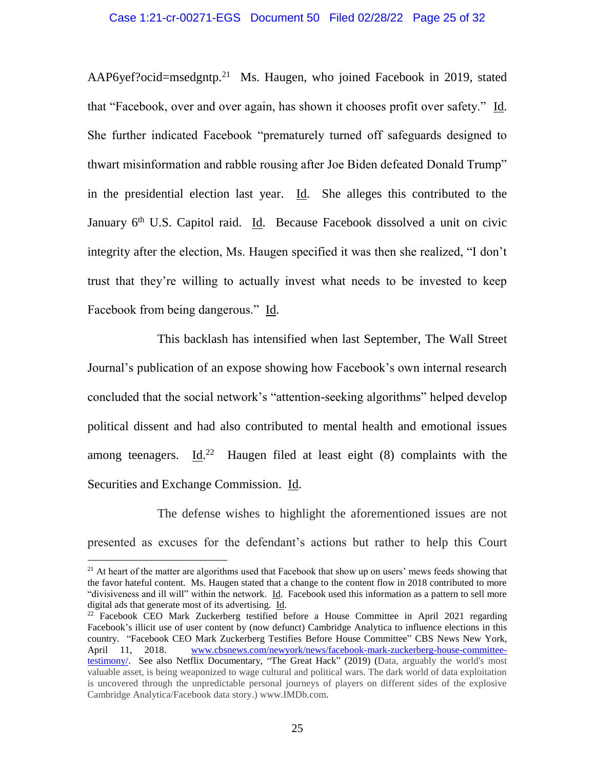AAP6yef?ocid=msedgntp.[21] Ms. Haugen, who joined Facebook in 2019, stated that "Facebook, over and over again, has shown it chooses profit over safety." Id. She further indicated Facebook "prematurely turned off safeguards designed to thwart misinformation and rabble rousing after Joe Biden defeated Donald Trump" in the presidential election last year. Id. She alleges this contributed to the January 6th U.S. Capitol raid. Id. Because Facebook dissolved a unit on civic integrity after the election, Ms. Haugen specified it was then she realized, "I don't trust that they're willing to actually invest what needs to be invested to keep Facebook from being dangerous." Id.

This backlash has intensified when last September, The Wall Street Journal's publication of an expose showing how Facebook's own internal research concluded that the social network's "attention-seeking algorithms" helped develop political dissent and had also contributed to mental health and emotional issues among teenagers. Id.[22] Haugen filed at least eight (8) complaints with the Securities and Exchange Commission. Id.

The defense wishes to highlight the aforementioned issues are not presented as excuses for the defendant's actions but rather to help this Court

---

[21] At heart of the matter are algorithms used that Facebook that show up on users' mews feeds showing that the favor hateful content. Ms. Haugen stated that a change to the content flow in 2018 contributed to more "divisiveness and ill will" within the network. Id. Facebook used this information as a pattern to sell more digital ads that generate most of its advertising. Id.

[22] Facebook CEO Mark Zuckerberg testified before a House Committee in April 2021 regarding Facebook's illicit use of user content by (now defunct) Cambridge Analytica to influence elections in this country. "Facebook CEO Mark Zuckerberg Testifies Before House Committee" CBS News New York, April 11, 2018. www.cbsnews.com/newyork/news/facebook-mark-zuckerberg-house-committee-testimony/. See also Netflix Documentary, "The Great Hack" (2019) (Data, arguably the world's most valuable asset, is being weaponized to wage cultural and political wars. The dark world of data exploitation is uncovered through the unpredictable personal journeys of players on different sides of the explosive Cambridge Analytica/Facebook data story.) www.IMDb.com.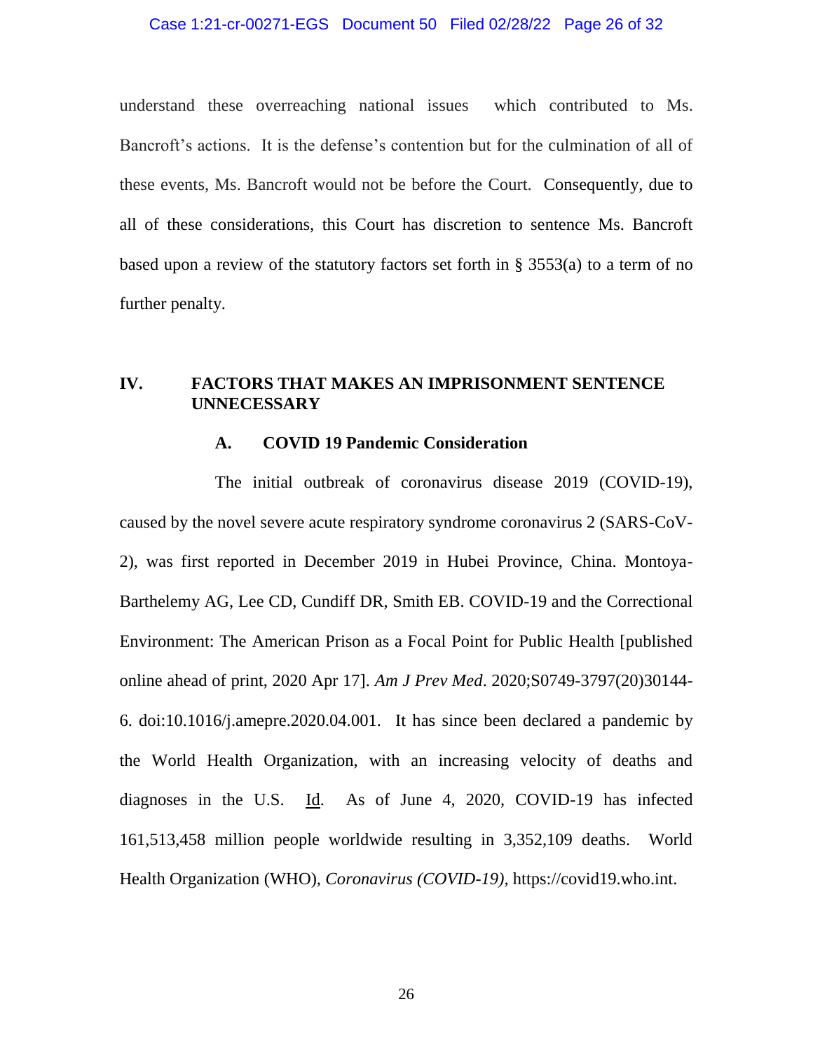understand these overreaching national issues which contributed to Ms. Bancroft's actions. It is the defense's contention but for the culmination of all of these events, Ms. Bancroft would not be before the Court. Consequently, due to all of these considerations, this Court has discretion to sentence Ms. Bancroft based upon a review of the statutory factors set forth in § 3553(a) to a term of no further penalty.

## IV. FACTORS THAT MAKES AN IMPRISONMENT SENTENCE UNNECESSARY

### A. COVID 19 Pandemic Consideration

The initial outbreak of coronavirus disease 2019 (COVID-19), caused by the novel severe acute respiratory syndrome coronavirus 2 (SARS-CoV-2), was first reported in December 2019 in Hubei Province, China. Montoya-Barthelemy AG, Lee CD, Cundiff DR, Smith EB. COVID-19 and the Correctional Environment: The American Prison as a Focal Point for Public Health [published online ahead of print, 2020 Apr 17]. *Am J Prev Med*. 2020;S0749-3797(20)30144-6. doi:10.1016/j.amepre.2020.04.001. It has since been declared a pandemic by the World Health Organization, with an increasing velocity of deaths and diagnoses in the U.S. Id. As of June 4, 2020, COVID-19 has infected 161,513,458 million people worldwide resulting in 3,352,109 deaths. World Health Organization (WHO), *Coronavirus (COVID-19)*, https://covid19.who.int.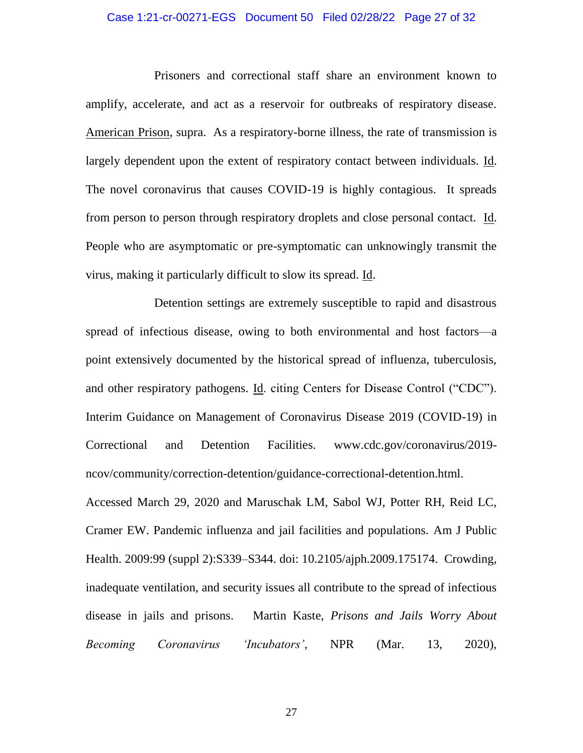Prisoners and correctional staff share an environment known to amplify, accelerate, and act as a reservoir for outbreaks of respiratory disease. American Prison, supra. As a respiratory-borne illness, the rate of transmission is largely dependent upon the extent of respiratory contact between individuals. Id. The novel coronavirus that causes COVID-19 is highly contagious. It spreads from person to person through respiratory droplets and close personal contact. Id. People who are asymptomatic or pre-symptomatic can unknowingly transmit the virus, making it particularly difficult to slow its spread. Id.

Detention settings are extremely susceptible to rapid and disastrous spread of infectious disease, owing to both environmental and host factors—a point extensively documented by the historical spread of influenza, tuberculosis, and other respiratory pathogens. Id. citing Centers for Disease Control ("CDC"). Interim Guidance on Management of Coronavirus Disease 2019 (COVID-19) in Correctional and Detention Facilities. www.cdc.gov/coronavirus/2019-ncov/community/correction-detention/guidance-correctional-detention.html. Accessed March 29, 2020 and Maruschak LM, Sabol WJ, Potter RH, Reid LC, Cramer EW. Pandemic influenza and jail facilities and populations. Am J Public Health. 2009:99 (suppl 2):S339–S344. doi: 10.2105/ajph.2009.175174. Crowding, inadequate ventilation, and security issues all contribute to the spread of infectious disease in jails and prisons. Martin Kaste, *Prisons and Jails Worry About Becoming Coronavirus 'Incubators'*, NPR (Mar. 13, 2020),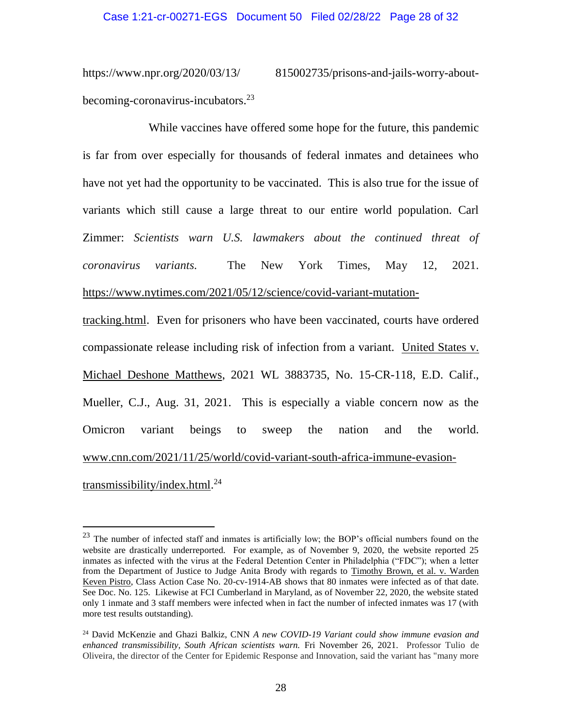https://www.npr.org/2020/03/13/ 815002735/prisons-and-jails-worry-about-becoming-coronavirus-incubators.[23]

While vaccines have offered some hope for the future, this pandemic is far from over especially for thousands of federal inmates and detainees who have not yet had the opportunity to be vaccinated. This is also true for the issue of variants which still cause a large threat to our entire world population. Carl Zimmer: *Scientists warn U.S. lawmakers about the continued threat of coronavirus variants.* The New York Times, May 12, 2021. https://www.nytimes.com/2021/05/12/science/covid-variant-mutation-tracking.html. Even for prisoners who have been vaccinated, courts have ordered compassionate release including risk of infection from a variant. United States v. Michael Deshone Matthews, 2021 WL 3883735, No. 15-CR-118, E.D. Calif., Mueller, C.J., Aug. 31, 2021. This is especially a viable concern now as the Omicron variant beings to sweep the nation and the world. www.cnn.com/2021/11/25/world/covid-variant-south-africa-immune-evasion-transmissibility/index.html.[24]

---

[23] The number of infected staff and inmates is artificially low; the BOP's official numbers found on the website are drastically underreported. For example, as of November 9, 2020, the website reported 25 inmates as infected with the virus at the Federal Detention Center in Philadelphia ("FDC"); when a letter from the Department of Justice to Judge Anita Brody with regards to Timothy Brown, et al. v. Warden Keven Pistro, Class Action Case No. 20-cv-1914-AB shows that 80 inmates were infected as of that date. See Doc. No. 125. Likewise at FCI Cumberland in Maryland, as of November 22, 2020, the website stated only 1 inmate and 3 staff members were infected when in fact the number of infected inmates was 17 (with more test results outstanding).

[24] David McKenzie and Ghazi Balkiz, CNN *A new COVID-19 Variant could show immune evasion and enhanced transmissibility, South African scientists warn.* Fri November 26, 2021. Professor Tulio de Oliveira, the director of the Center for Epidemic Response and Innovation, said the variant has "many more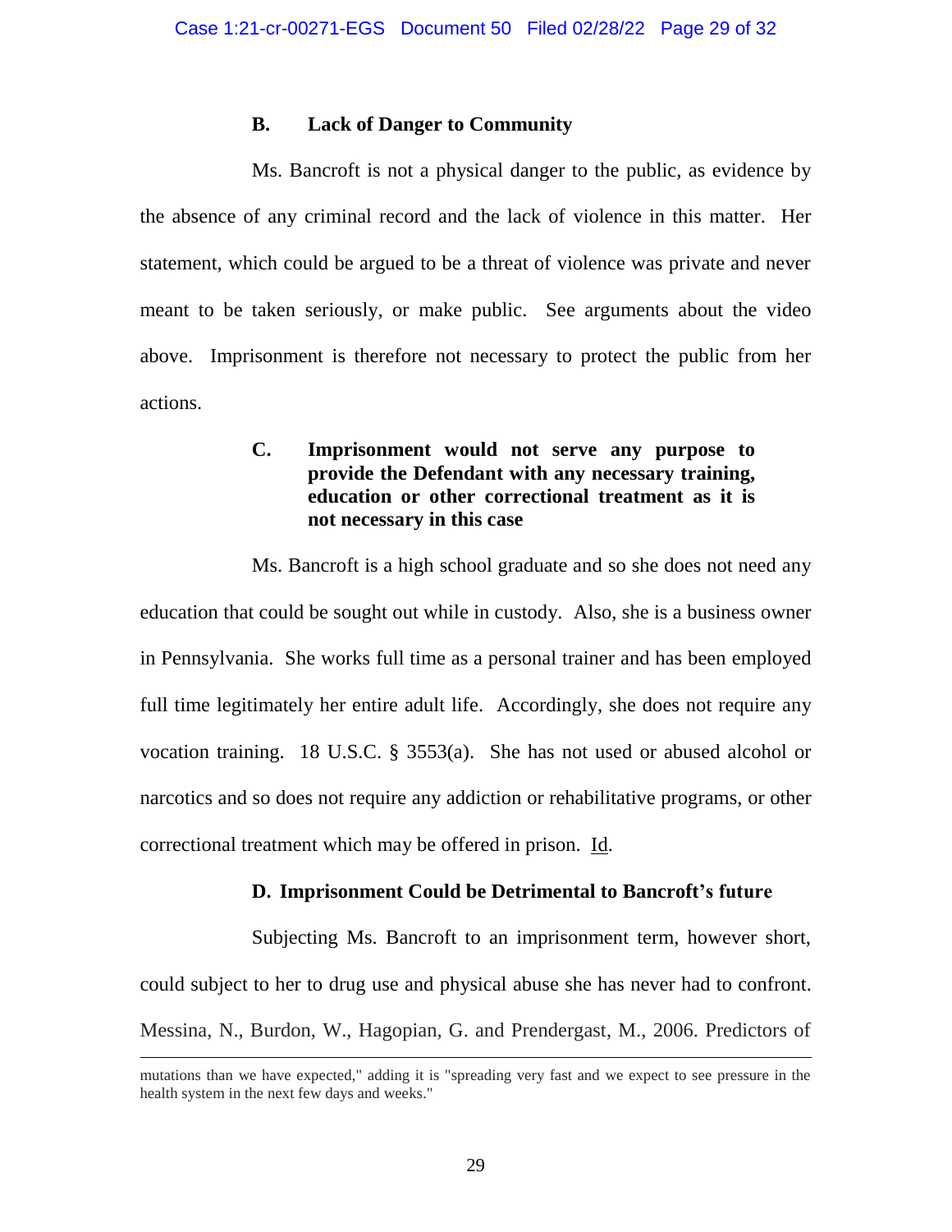### B. Lack of Danger to Community

Ms. Bancroft is not a physical danger to the public, as evidence by the absence of any criminal record and the lack of violence in this matter. Her statement, which could be argued to be a threat of violence was private and never meant to be taken seriously, or make public. See arguments about the video above. Imprisonment is therefore not necessary to protect the public from her actions.

### C. Imprisonment would not serve any purpose to provide the Defendant with any necessary training, education or other correctional treatment as it is not necessary in this case

Ms. Bancroft is a high school graduate and so she does not need any education that could be sought out while in custody. Also, she is a business owner in Pennsylvania. She works full time as a personal trainer and has been employed full time legitimately her entire adult life. Accordingly, she does not require any vocation training. 18 U.S.C. § 3553(a). She has not used or abused alcohol or narcotics and so does not require any addiction or rehabilitative programs, or other correctional treatment which may be offered in prison. Id.

### D. Imprisonment Could be Detrimental to Bancroft's future

Subjecting Ms. Bancroft to an imprisonment term, however short, could subject to her to drug use and physical abuse she has never had to confront. Messina, N., Burdon, W., Hagopian, G. and Prendergast, M., 2006. Predictors of

---

mutations than we have expected," adding it is "spreading very fast and we expect to see pressure in the health system in the next few days and weeks."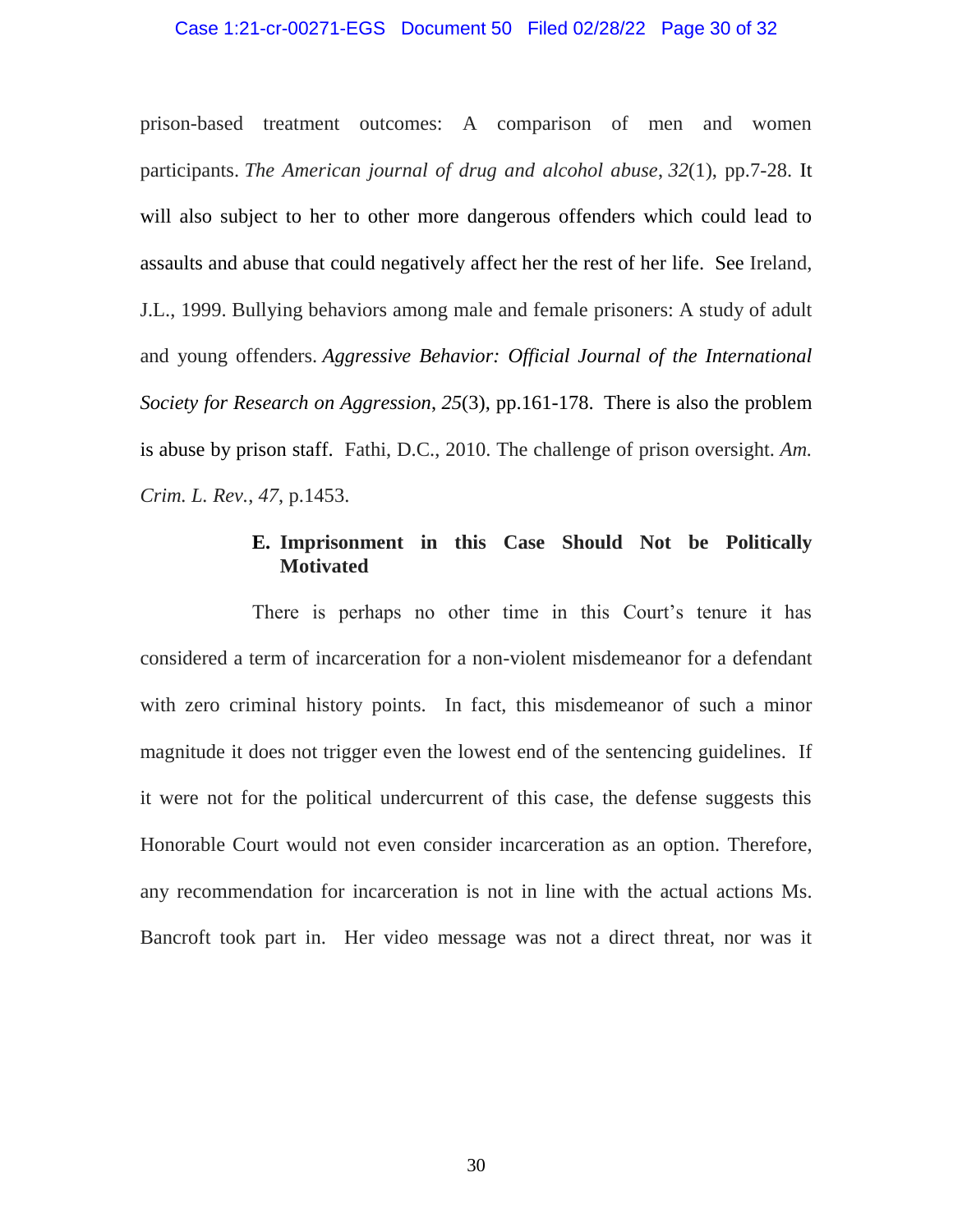prison-based treatment outcomes: A comparison of men and women participants. *The American journal of drug and alcohol abuse*, *32*(1), pp.7-28. It will also subject to her to other more dangerous offenders which could lead to assaults and abuse that could negatively affect her the rest of her life. See Ireland, J.L., 1999. Bullying behaviors among male and female prisoners: A study of adult and young offenders. *Aggressive Behavior: Official Journal of the International Society for Research on Aggression*, *25*(3), pp.161-178. There is also the problem is abuse by prison staff. Fathi, D.C., 2010. The challenge of prison oversight. *Am. Crim. L. Rev.*, *47*, p.1453.

**E. Imprisonment in this Case Should Not be Politically Motivated**

There is perhaps no other time in this Court's tenure it has considered a term of incarceration for a non-violent misdemeanor for a defendant with zero criminal history points. In fact, this misdemeanor of such a minor magnitude it does not trigger even the lowest end of the sentencing guidelines. If it were not for the political undercurrent of this case, the defense suggests this Honorable Court would not even consider incarceration as an option. Therefore, any recommendation for incarceration is not in line with the actual actions Ms. Bancroft took part in. Her video message was not a direct threat, nor was it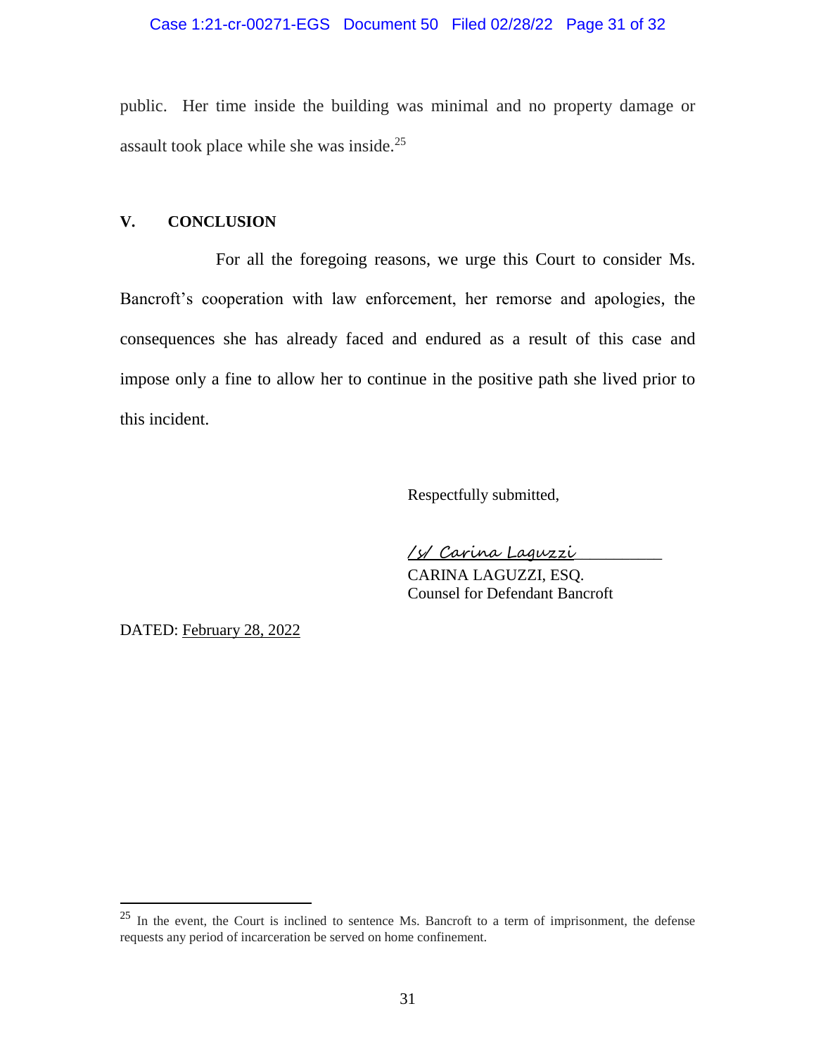public. Her time inside the building was minimal and no property damage or assault took place while she was inside.[25]

## V. CONCLUSION

For all the foregoing reasons, we urge this Court to consider Ms. Bancroft's cooperation with law enforcement, her remorse and apologies, the consequences she has already faced and endured as a result of this case and impose only a fine to allow her to continue in the positive path she lived prior to this incident.

Respectfully submitted,

/s/ Carina Laguzzi
CARINA LAGUZZI, ESQ.
Counsel for Defendant Bancroft

DATED: February 28, 2022

---

[25] In the event, the Court is inclined to sentence Ms. Bancroft to a term of imprisonment, the defense requests any period of incarceration be served on home confinement.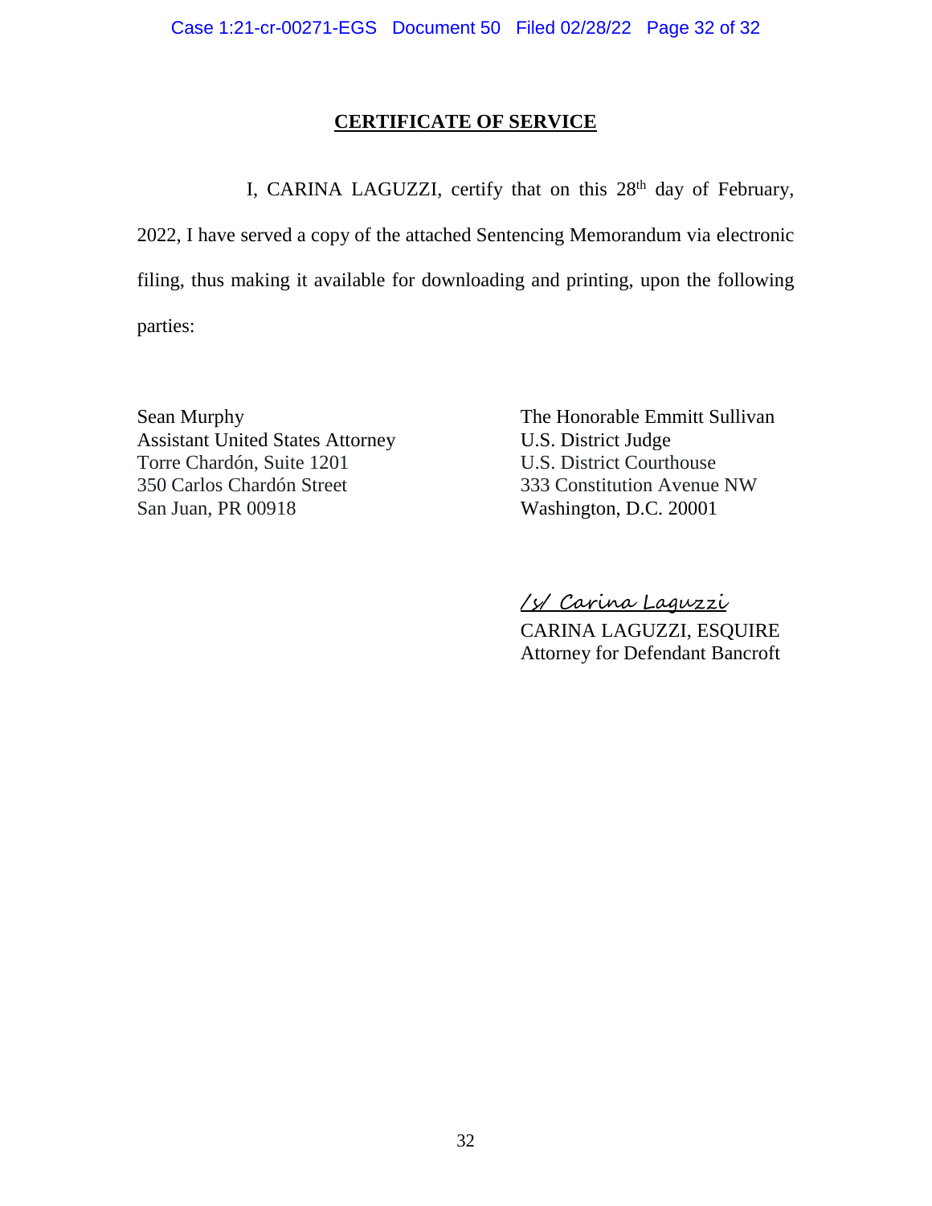## CERTIFICATE OF SERVICE

I, CARINA LAGUZZI, certify that on this 28th day of February, 2022, I have served a copy of the attached Sentencing Memorandum via electronic filing, thus making it available for downloading and printing, upon the following parties:

Sean Murphy
Assistant United States Attorney
Torre Chardón, Suite 1201
350 Carlos Chardón Street
San Juan, PR 00918

The Honorable Emmitt Sullivan
U.S. District Judge
U.S. District Courthouse
333 Constitution Avenue NW
Washington, D.C. 20001

/s/ Carina Laguzzi
CARINA LAGUZZI, ESQUIRE
Attorney for Defendant Bancroft